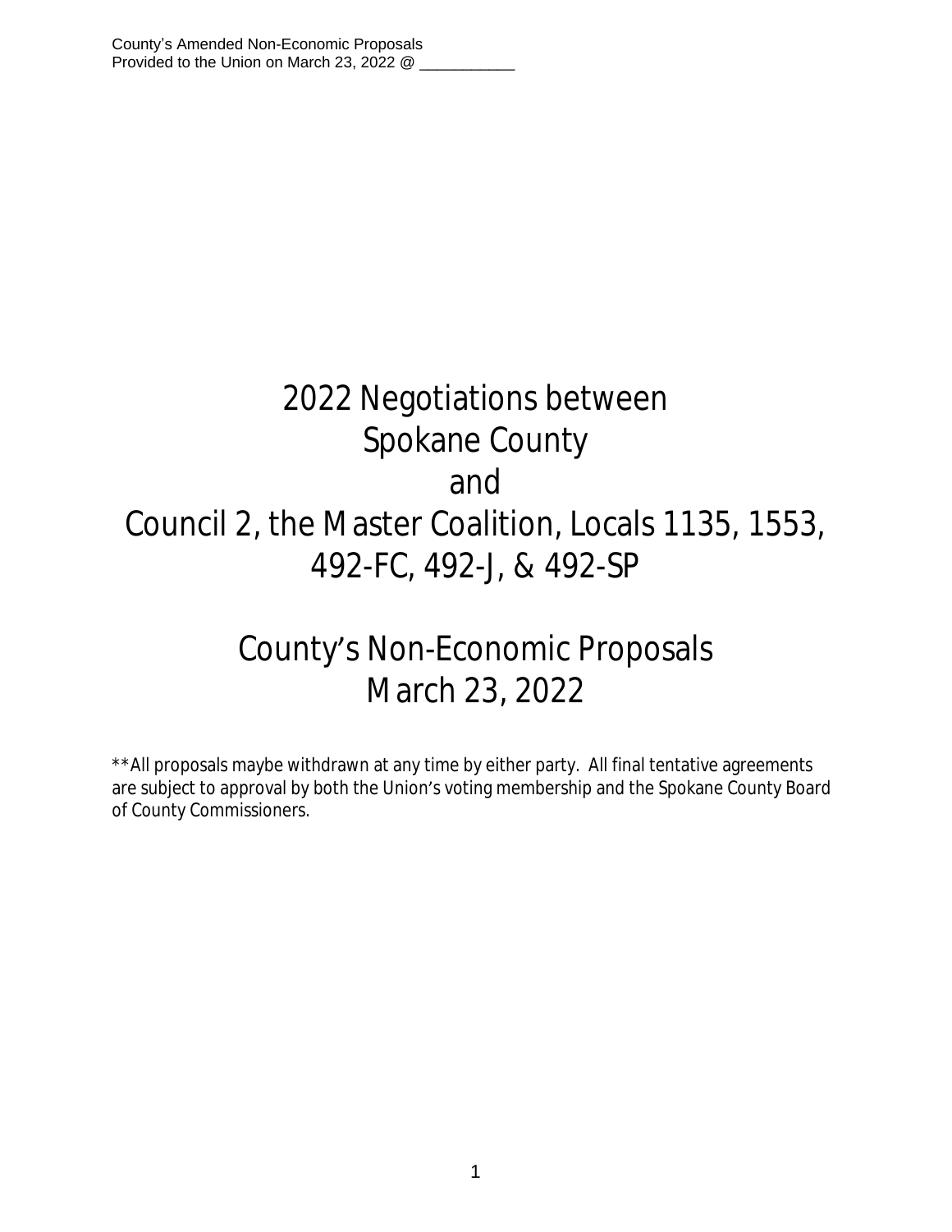# 2022 Negotiations between Spokane County and Council 2, the Master Coalition, Locals 1135, 1553, 492-FC, 492-J, & 492-SP

# County's Non-Economic Proposals March 23, 2022

**All proposals maybe withdrawn at any time by either party. All final tentative agreements are subject to approval by both the Union's voting membership and the Spokane County Board of County Commissioners.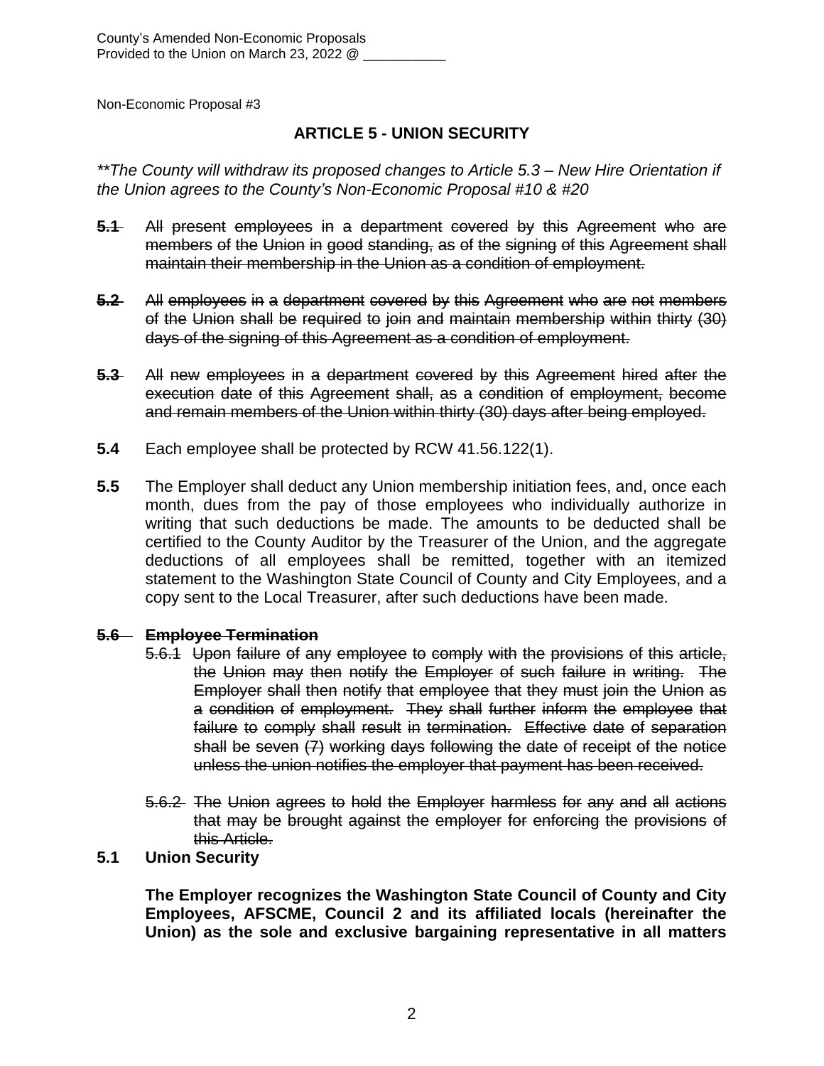Non-Economic Proposal #3

## ARTICLE 5 - UNION SECURITY

*\*\*The County will withdraw its proposed changes to Article 5.3 – New Hire Orientation if the Union agrees to the County's Non-Economic Proposal #10 & #20*

~~**5.1** All present employees in a department covered by this Agreement who are members of the Union in good standing, as of the signing of this Agreement shall maintain their membership in the Union as a condition of employment.~~

~~**5.2** All employees in a department covered by this Agreement who are not members of the Union shall be required to join and maintain membership within thirty (30) days of the signing of this Agreement as a condition of employment.~~

~~**5.3** All new employees in a department covered by this Agreement hired after the execution date of this Agreement shall, as a condition of employment, become and remain members of the Union within thirty (30) days after being employed.~~

**5.4** Each employee shall be protected by RCW 41.56.122(1).

**5.5** The Employer shall deduct any Union membership initiation fees, and, once each month, dues from the pay of those employees who individually authorize in writing that such deductions be made. The amounts to be deducted shall be certified to the County Auditor by the Treasurer of the Union, and the aggregate deductions of all employees shall be remitted, together with an itemized statement to the Washington State Council of County and City Employees, and a copy sent to the Local Treasurer, after such deductions have been made.

~~**5.6 Employee Termination**~~

~~5.6.1 Upon failure of any employee to comply with the provisions of this article, the Union may then notify the Employer of such failure in writing. The Employer shall then notify that employee that they must join the Union as a condition of employment. They shall further inform the employee that failure to comply shall result in termination. Effective date of separation shall be seven (7) working days following the date of receipt of the notice unless the union notifies the employer that payment has been received.~~

~~5.6.2 The Union agrees to hold the Employer harmless for any and all actions that may be brought against the employer for enforcing the provisions of this Article.~~

**5.1 Union Security**

**The Employer recognizes the Washington State Council of County and City Employees, AFSCME, Council 2 and its affiliated locals (hereinafter the Union) as the sole and exclusive bargaining representative in all matters**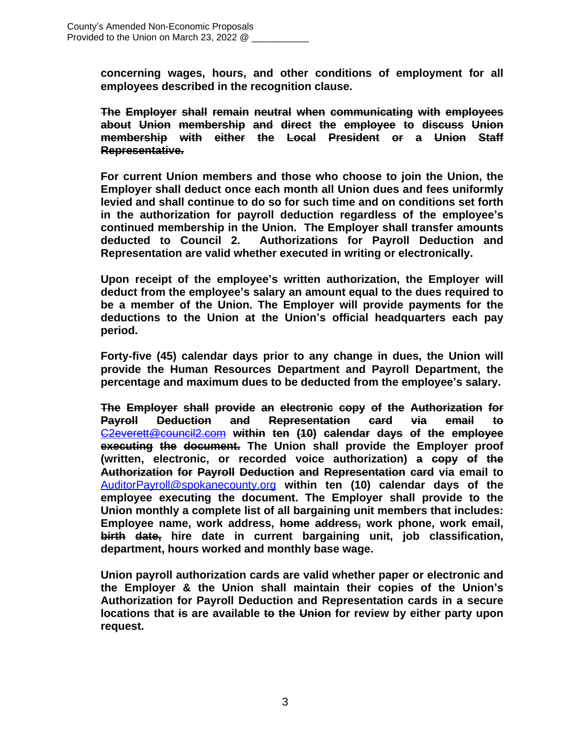**concerning wages, hours, and other conditions of employment for all employees described in the recognition clause.**

~~**The Employer shall remain neutral when communicating with employees about Union membership and direct the employee to discuss Union membership with either the Local President or a Union Staff Representative.**~~

**For current Union members and those who choose to join the Union, the Employer shall deduct once each month all Union dues and fees uniformly levied and shall continue to do so for such time and on conditions set forth in the authorization for payroll deduction regardless of the employee's continued membership in the Union. The Employer shall transfer amounts deducted to Council 2. Authorizations for Payroll Deduction and Representation are valid whether executed in writing or electronically.**

**Upon receipt of the employee's written authorization, the Employer will deduct from the employee's salary an amount equal to the dues required to be a member of the Union. The Employer will provide payments for the deductions to the Union at the Union's official headquarters each pay period.**

**Forty-five (45) calendar days prior to any change in dues, the Union will provide the Human Resources Department and Payroll Department, the percentage and maximum dues to be deducted from the employee's salary.**

~~**The Employer shall provide an electronic copy of the Authorization for Payroll Deduction and Representation card via email to**~~ ~~C2everett@council2.com~~ ~~**within ten (10) calendar days of the employee executing the document.**~~ **The Union shall provide the Employer proof (written, electronic, or recorded voice authorization)** ~~**a copy of the Authorization for Payroll Deduction and Representation card**~~ **via email to** AuditorPayroll@spokanecounty.org **within ten (10) calendar days of the employee executing the document. The Employer shall provide to the Union monthly a complete list of all bargaining unit members that includes: Employee name, work address,** ~~**home address,**~~ **work phone, work email,** ~~**birth date,**~~ **hire date in current bargaining unit, job classification, department, hours worked and monthly base wage.**

**Union payroll authorization cards are valid whether paper or electronic and the Employer & the Union shall maintain their copies of the Union's Authorization for Payroll Deduction and Representation cards in a secure locations that** ~~**is**~~ **are available** ~~**to the Union**~~ **for review by either party upon request.**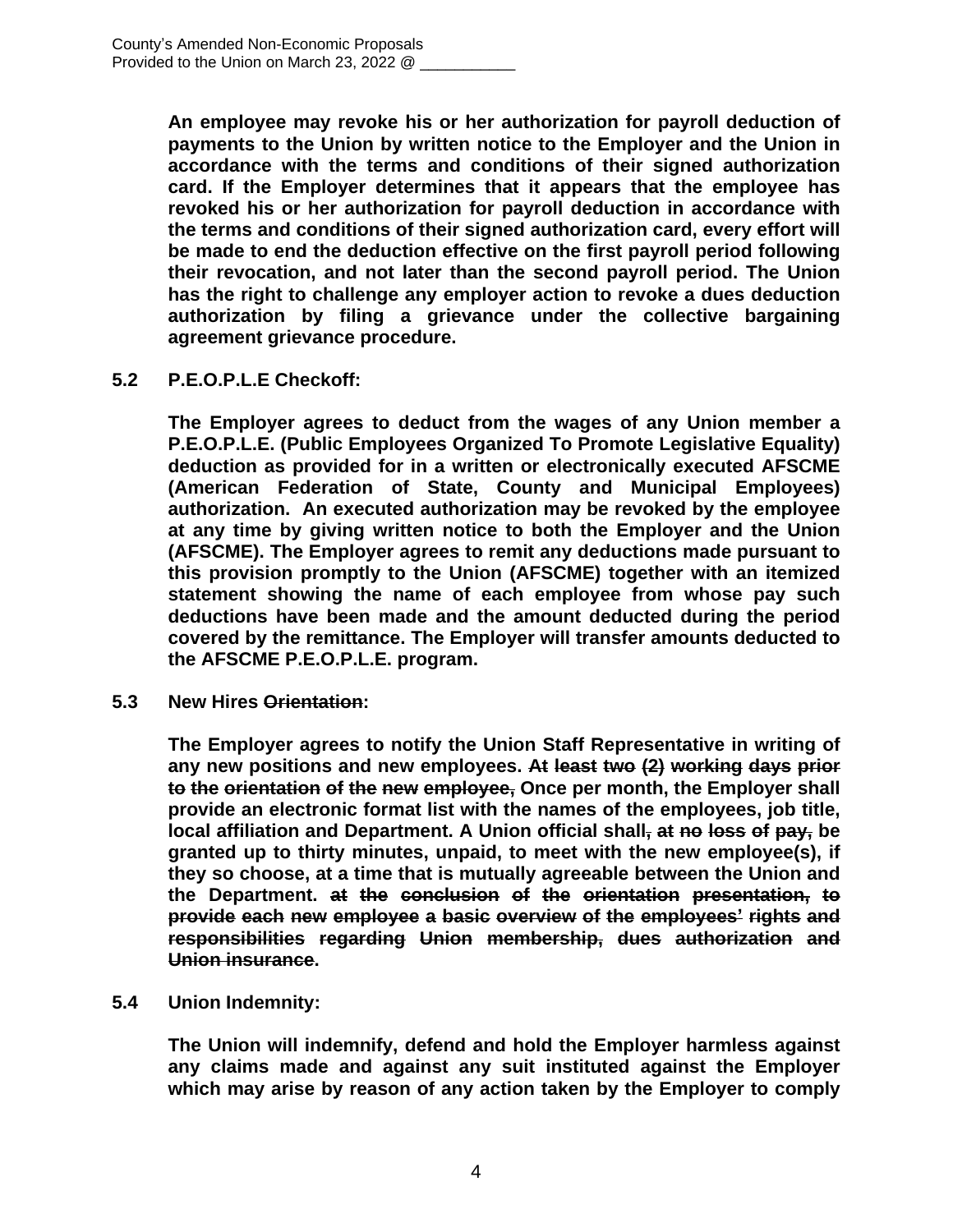**An employee may revoke his or her authorization for payroll deduction of payments to the Union by written notice to the Employer and the Union in accordance with the terms and conditions of their signed authorization card. If the Employer determines that it appears that the employee has revoked his or her authorization for payroll deduction in accordance with the terms and conditions of their signed authorization card, every effort will be made to end the deduction effective on the first payroll period following their revocation, and not later than the second payroll period. The Union has the right to challenge any employer action to revoke a dues deduction authorization by filing a grievance under the collective bargaining agreement grievance procedure.**

**5.2 P.E.O.P.L.E Checkoff:**

**The Employer agrees to deduct from the wages of any Union member a P.E.O.P.L.E. (Public Employees Organized To Promote Legislative Equality) deduction as provided for in a written or electronically executed AFSCME (American Federation of State, County and Municipal Employees) authorization. An executed authorization may be revoked by the employee at any time by giving written notice to both the Employer and the Union (AFSCME). The Employer agrees to remit any deductions made pursuant to this provision promptly to the Union (AFSCME) together with an itemized statement showing the name of each employee from whose pay such deductions have been made and the amount deducted during the period covered by the remittance. The Employer will transfer amounts deducted to the AFSCME P.E.O.P.L.E. program.**

**5.3 New Hires ~~Orientation~~:**

**The Employer agrees to notify the Union Staff Representative in writing of any new positions and new employees. ~~At least two (2) working days prior to the orientation of the new employee,~~ Once per month, the Employer shall provide an electronic format list with the names of the employees, job title, local affiliation and Department. A Union official shall~~, at no loss of pay,~~ be granted up to thirty minutes, unpaid, to meet with the new employee(s), if they so choose, at a time that is mutually agreeable between the Union and the Department. ~~at the conclusion of the orientation presentation, to provide each new employee a basic overview of the employees' rights and responsibilities regarding Union membership, dues authorization and Union insurance~~.**

**5.4 Union Indemnity:**

**The Union will indemnify, defend and hold the Employer harmless against any claims made and against any suit instituted against the Employer which may arise by reason of any action taken by the Employer to comply**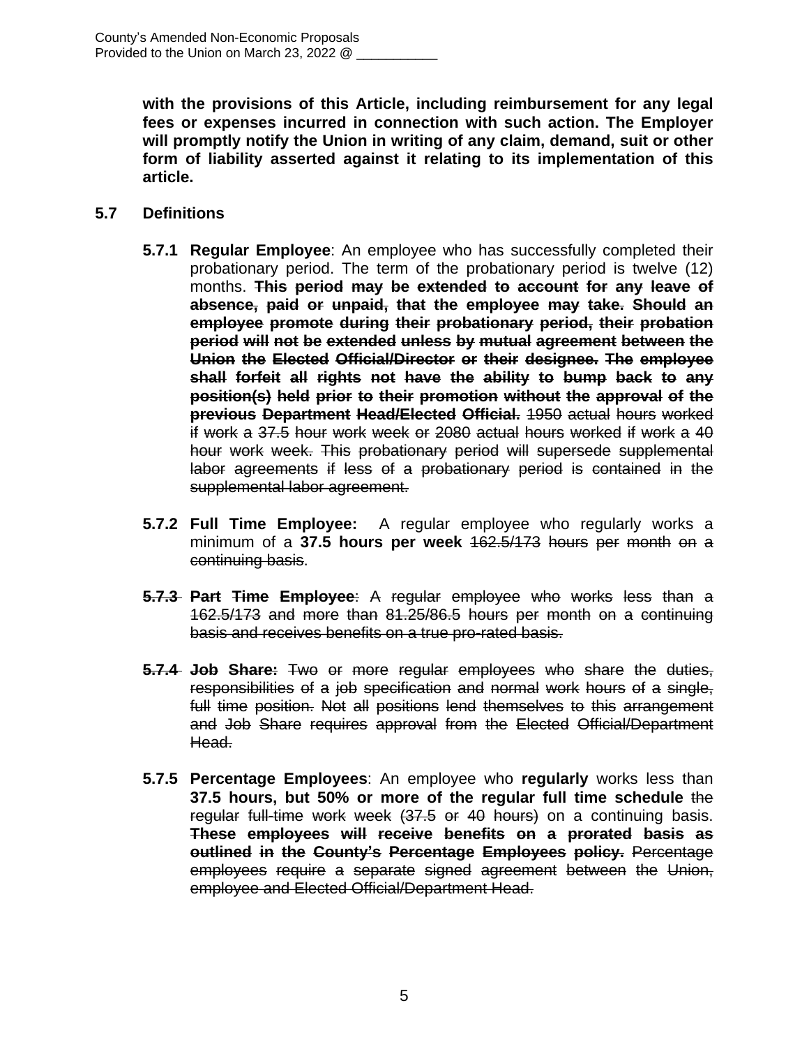**with the provisions of this Article, including reimbursement for any legal fees or expenses incurred in connection with such action. The Employer will promptly notify the Union in writing of any claim, demand, suit or other form of liability asserted against it relating to its implementation of this article.**

**5.7 Definitions**

**5.7.1 Regular Employee**: An employee who has successfully completed their probationary period. The term of the probationary period is twelve (12) months. ~~**This period may be extended to account for any leave of absence, paid or unpaid, that the employee may take. Should an employee promote during their probationary period, their probation period will not be extended unless by mutual agreement between the Union the Elected Official/Director or their designee. The employee shall forfeit all rights not have the ability to bump back to any position(s) held prior to their promotion without the approval of the previous Department Head/Elected Official.**~~ ~~1950 actual hours worked if work a 37.5 hour work week or 2080 actual hours worked if work a 40 hour work week. This probationary period will supersede supplemental labor agreements if less of a probationary period is contained in the supplemental labor agreement.~~

**5.7.2 Full Time Employee:** A regular employee who regularly works a minimum of a **37.5 hours per week** ~~162.5/173 hours per month on a continuing basis~~.

~~**5.7.3 Part Time Employee**: A regular employee who works less than a 162.5/173 and more than 81.25/86.5 hours per month on a continuing basis and receives benefits on a true pro-rated basis.~~

~~**5.7.4 Job Share:** Two or more regular employees who share the duties, responsibilities of a job specification and normal work hours of a single, full time position. Not all positions lend themselves to this arrangement and Job Share requires approval from the Elected Official/Department Head.~~

**5.7.5 Percentage Employees**: An employee who **regularly** works less than **37.5 hours, but 50% or more of the regular full time schedule** ~~the regular full-time work week (37.5 or 40 hours)~~ on a continuing basis. ~~**These employees will receive benefits on a prorated basis as outlined in the County's Percentage Employees policy.**~~ ~~Percentage employees require a separate signed agreement between the Union, employee and Elected Official/Department Head.~~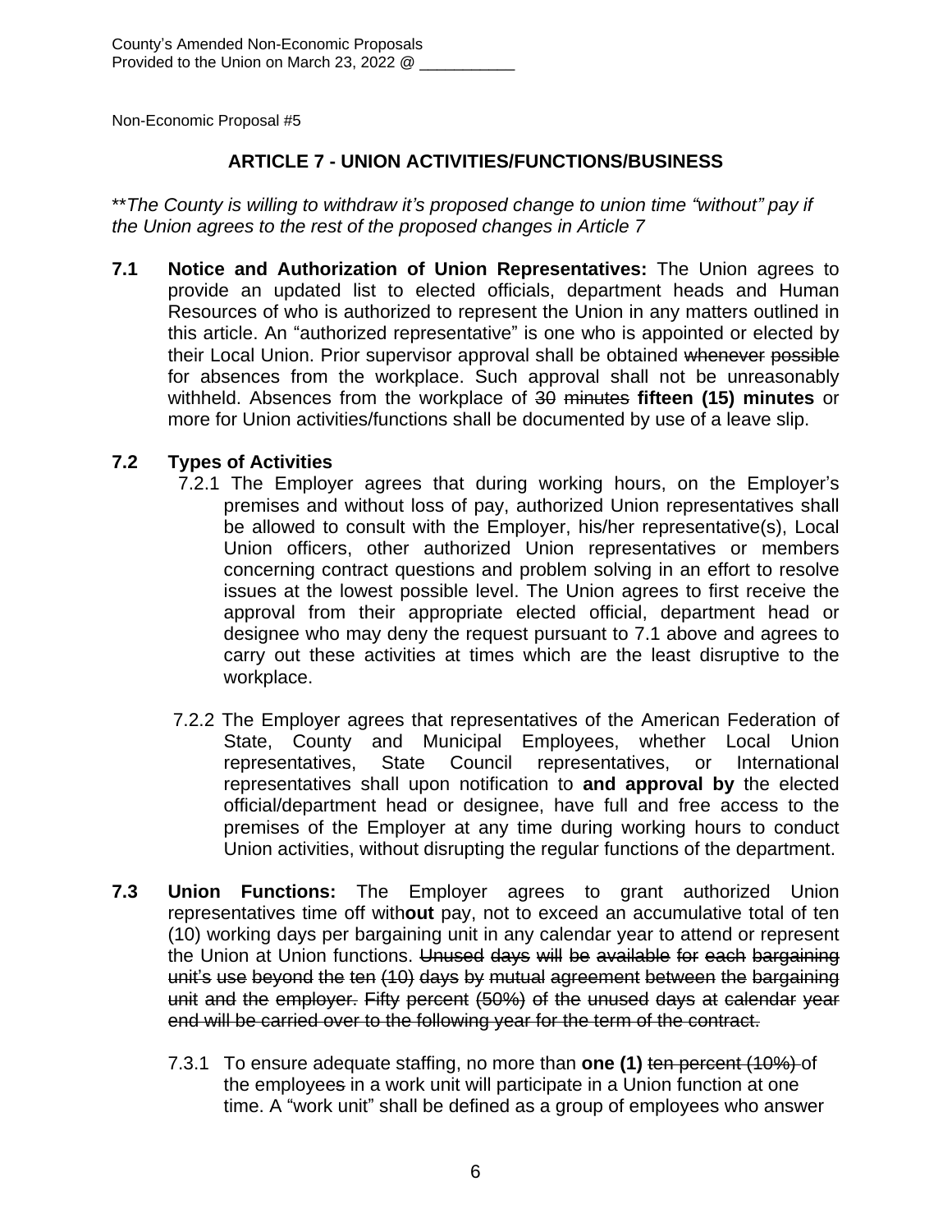County's Amended Non-Economic Proposals
Provided to the Union on March 23, 2022 @ ___________

Non-Economic Proposal #5

## ARTICLE 7 - UNION ACTIVITIES/FUNCTIONS/BUSINESS

\*\**The County is willing to withdraw it's proposed change to union time "without" pay if the Union agrees to the rest of the proposed changes in Article 7*

**7.1 Notice and Authorization of Union Representatives:** The Union agrees to provide an updated list to elected officials, department heads and Human Resources of who is authorized to represent the Union in any matters outlined in this article. An "authorized representative" is one who is appointed or elected by their Local Union. Prior supervisor approval shall be obtained ~~whenever possible~~ for absences from the workplace. Such approval shall not be unreasonably withheld. Absences from the workplace of ~~30 minutes~~ **fifteen (15) minutes** or more for Union activities/functions shall be documented by use of a leave slip.

**7.2 Types of Activities**

7.2.1 The Employer agrees that during working hours, on the Employer's premises and without loss of pay, authorized Union representatives shall be allowed to consult with the Employer, his/her representative(s), Local Union officers, other authorized Union representatives or members concerning contract questions and problem solving in an effort to resolve issues at the lowest possible level. The Union agrees to first receive the approval from their appropriate elected official, department head or designee who may deny the request pursuant to 7.1 above and agrees to carry out these activities at times which are the least disruptive to the workplace.

7.2.2 The Employer agrees that representatives of the American Federation of State, County and Municipal Employees, whether Local Union representatives, State Council representatives, or International representatives shall upon notification to **and approval by** the elected official/department head or designee, have full and free access to the premises of the Employer at any time during working hours to conduct Union activities, without disrupting the regular functions of the department.

**7.3 Union Functions:** The Employer agrees to grant authorized Union representatives time off with**out** pay, not to exceed an accumulative total of ten (10) working days per bargaining unit in any calendar year to attend or represent the Union at Union functions. ~~Unused days will be available for each bargaining unit's use beyond the ten (10) days by mutual agreement between the bargaining unit and the employer. Fifty percent (50%) of the unused days at calendar year end will be carried over to the following year for the term of the contract.~~

7.3.1 To ensure adequate staffing, no more than **one (1)** ~~ten percent (10%)~~ of the employee~~s~~ in a work unit will participate in a Union function at one time. A "work unit" shall be defined as a group of employees who answer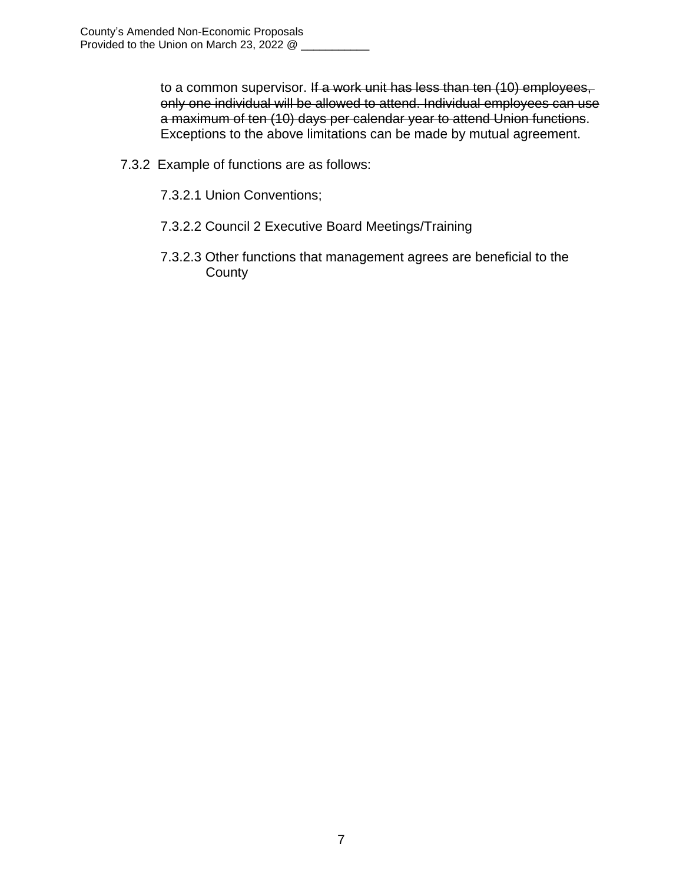to a common supervisor. ~~If a work unit has less than ten (10) employees, only one individual will be allowed to attend. Individual employees can use a maximum of ten (10) days per calendar year to attend Union functions~~. Exceptions to the above limitations can be made by mutual agreement.

7.3.2 Example of functions are as follows:

7.3.2.1 Union Conventions;

7.3.2.2 Council 2 Executive Board Meetings/Training

7.3.2.3 Other functions that management agrees are beneficial to the County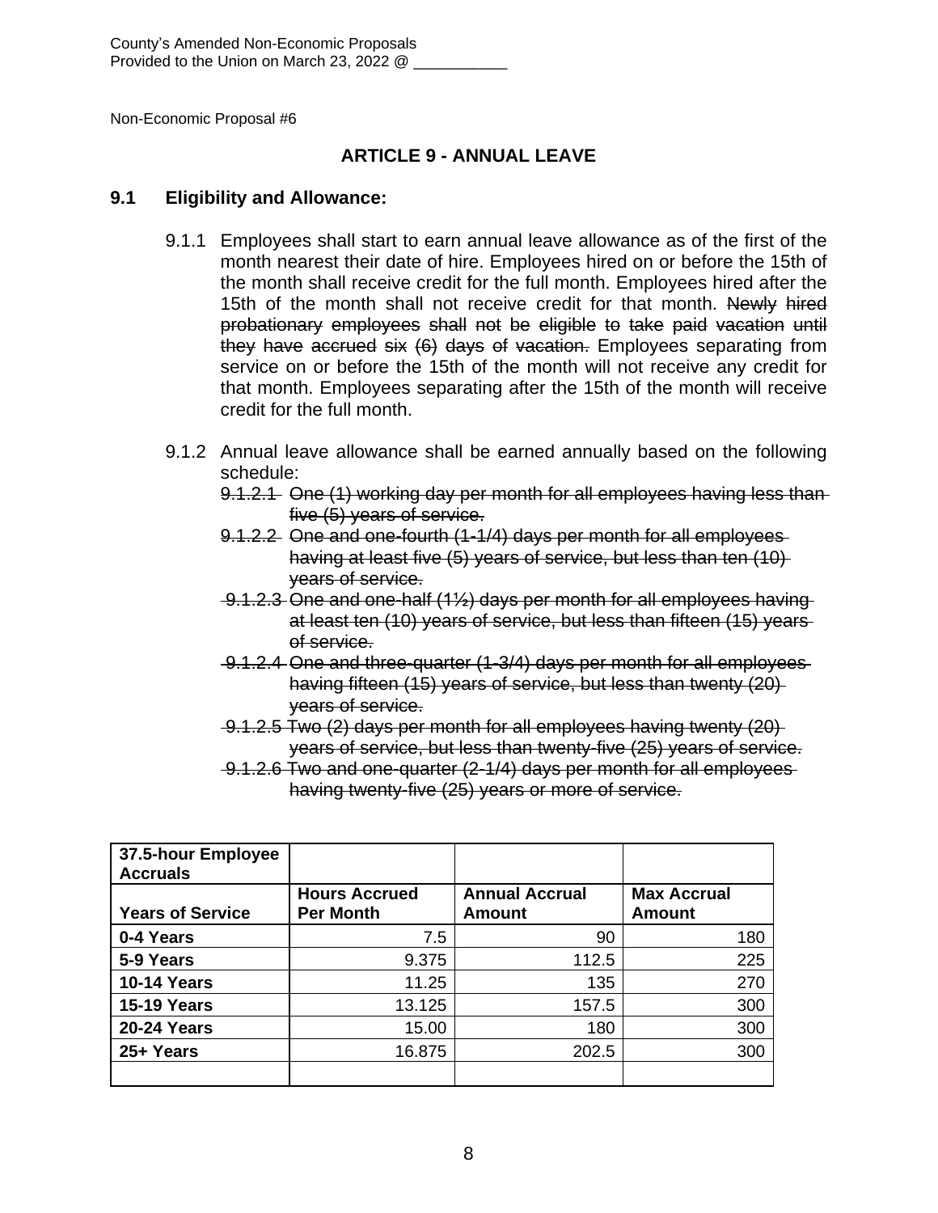County's Amended Non-Economic Proposals
Provided to the Union on March 23, 2022 @ ___________

Non-Economic Proposal #6

## ARTICLE 9 - ANNUAL LEAVE

### 9.1 Eligibility and Allowance:

9.1.1 Employees shall start to earn annual leave allowance as of the first of the month nearest their date of hire. Employees hired on or before the 15th of the month shall receive credit for the full month. Employees hired after the 15th of the month shall not receive credit for that month. ~~Newly hired probationary employees shall not be eligible to take paid vacation until they have accrued six (6) days of vacation.~~ Employees separating from service on or before the 15th of the month will not receive any credit for that month. Employees separating after the 15th of the month will receive credit for the full month.

9.1.2 Annual leave allowance shall be earned annually based on the following schedule:

~~9.1.2.1 One (1) working day per month for all employees having less than five (5) years of service.~~

~~9.1.2.2 One and one-fourth (1-1/4) days per month for all employees having at least five (5) years of service, but less than ten (10) years of service.~~

~~9.1.2.3 One and one-half (1½) days per month for all employees having at least ten (10) years of service, but less than fifteen (15) years of service.~~

~~9.1.2.4 One and three-quarter (1-3/4) days per month for all employees having fifteen (15) years of service, but less than twenty (20) years of service.~~

~~9.1.2.5 Two (2) days per month for all employees having twenty (20) years of service, but less than twenty-five (25) years of service.~~

~~9.1.2.6 Two and one-quarter (2-1/4) days per month for all employees having twenty-five (25) years or more of service.~~

| 37.5-hour Employee Accruals | | | |
|---|---|---|---|
| **Years of Service** | **Hours Accrued Per Month** | **Annual Accrual Amount** | **Max Accrual Amount** |
| **0-4 Years** | 7.5 | 90 | 180 |
| **5-9 Years** | 9.375 | 112.5 | 225 |
| **10-14 Years** | 11.25 | 135 | 270 |
| **15-19 Years** | 13.125 | 157.5 | 300 |
| **20-24 Years** | 15.00 | 180 | 300 |
| **25+ Years** | 16.875 | 202.5 | 300 |
| | | | |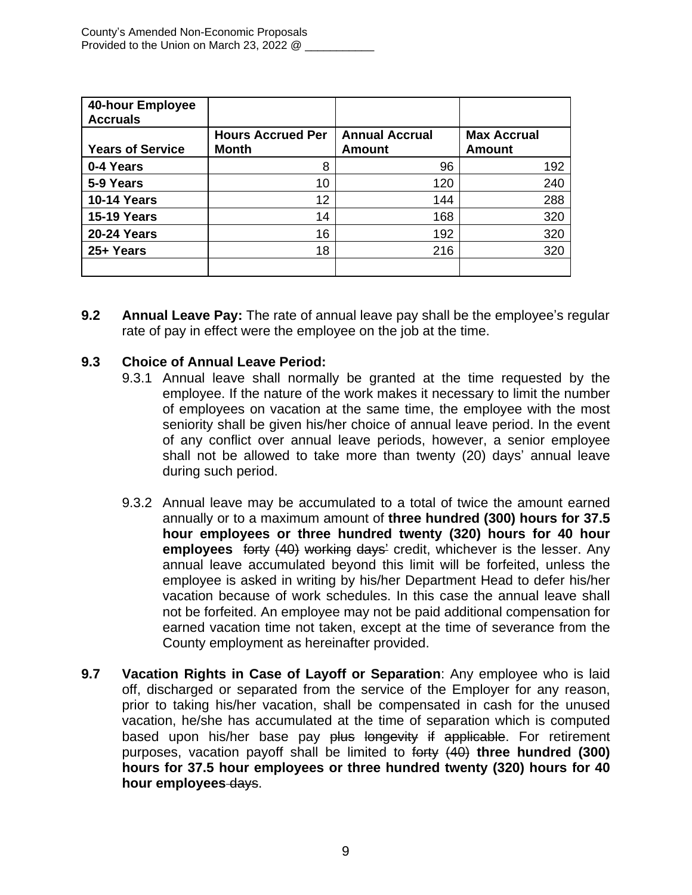| 40-hour Employee Accruals | | | |
|---|---|---|---|
| **Years of Service** | **Hours Accrued Per Month** | **Annual Accrual Amount** | **Max Accrual Amount** |
| **0-4 Years** | 8 | 96 | 192 |
| **5-9 Years** | 10 | 120 | 240 |
| **10-14 Years** | 12 | 144 | 288 |
| **15-19 Years** | 14 | 168 | 320 |
| **20-24 Years** | 16 | 192 | 320 |
| **25+ Years** | 18 | 216 | 320 |
| | | | |

**9.2 Annual Leave Pay:** The rate of annual leave pay shall be the employee's regular rate of pay in effect were the employee on the job at the time.

**9.3 Choice of Annual Leave Period:**

9.3.1 Annual leave shall normally be granted at the time requested by the employee. If the nature of the work makes it necessary to limit the number of employees on vacation at the same time, the employee with the most seniority shall be given his/her choice of annual leave period. In the event of any conflict over annual leave periods, however, a senior employee shall not be allowed to take more than twenty (20) days' annual leave during such period.

9.3.2 Annual leave may be accumulated to a total of twice the amount earned annually or to a maximum amount of **three hundred (300) hours for 37.5 hour employees or three hundred twenty (320) hours for 40 hour employees** ~~forty (40) working days'~~ credit, whichever is the lesser. Any annual leave accumulated beyond this limit will be forfeited, unless the employee is asked in writing by his/her Department Head to defer his/her vacation because of work schedules. In this case the annual leave shall not be forfeited. An employee may not be paid additional compensation for earned vacation time not taken, except at the time of severance from the County employment as hereinafter provided.

**9.7 Vacation Rights in Case of Layoff or Separation**: Any employee who is laid off, discharged or separated from the service of the Employer for any reason, prior to taking his/her vacation, shall be compensated in cash for the unused vacation, he/she has accumulated at the time of separation which is computed based upon his/her base pay ~~plus longevity if applicable~~. For retirement purposes, vacation payoff shall be limited to ~~forty (40)~~ **three hundred (300) hours for 37.5 hour employees or three hundred twenty (320) hours for 40 hour employees** ~~days~~.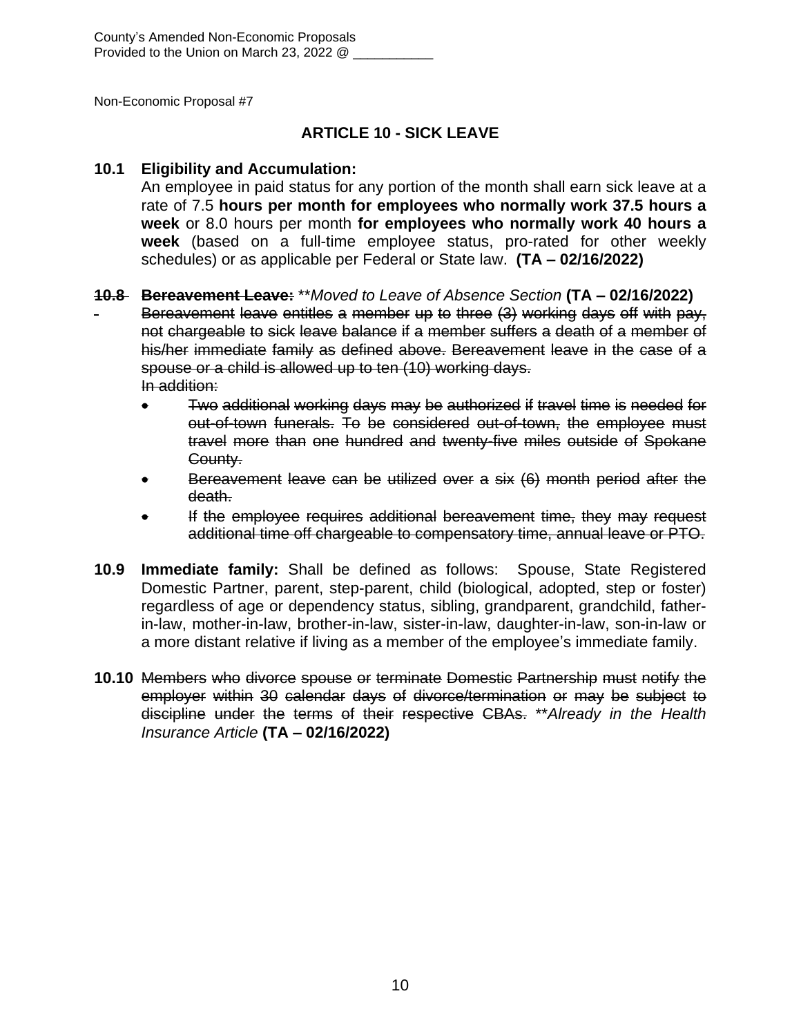County's Amended Non-Economic Proposals
Provided to the Union on March 23, 2022 @ ___________

Non-Economic Proposal #7

## ARTICLE 10 - SICK LEAVE

**10.1 Eligibility and Accumulation:**
An employee in paid status for any portion of the month shall earn sick leave at a rate of 7.5 **hours per month for employees who normally work 37.5 hours a week** or 8.0 hours per month **for employees who normally work 40 hours a week** (based on a full-time employee status, pro-rated for other weekly schedules) or as applicable per Federal or State law. **(TA – 02/16/2022)**

~~**10.8 Bereavement Leave:**~~ \*\**Moved to Leave of Absence Section* **(TA – 02/16/2022)**

~~Bereavement leave entitles a member up to three (3) working days off with pay, not chargeable to sick leave balance if a member suffers a death of a member of his/her immediate family as defined above. Bereavement leave in the case of a spouse or a child is allowed up to ten (10) working days.~~
~~In addition:~~

- ~~Two additional working days may be authorized if travel time is needed for out-of-town funerals. To be considered out-of-town, the employee must travel more than one hundred and twenty-five miles outside of Spokane County.~~
- ~~Bereavement leave can be utilized over a six (6) month period after the death.~~
- ~~If the employee requires additional bereavement time, they may request additional time off chargeable to compensatory time, annual leave or PTO.~~

**10.9 Immediate family:** Shall be defined as follows: Spouse, State Registered Domestic Partner, parent, step-parent, child (biological, adopted, step or foster) regardless of age or dependency status, sibling, grandparent, grandchild, father-in-law, mother-in-law, brother-in-law, sister-in-law, daughter-in-law, son-in-law or a more distant relative if living as a member of the employee's immediate family.

**10.10** ~~Members who divorce spouse or terminate Domestic Partnership must notify the employer within 30 calendar days of divorce/termination or may be subject to discipline under the terms of their respective CBAs.~~ \*\**Already in the Health Insurance Article* **(TA – 02/16/2022)**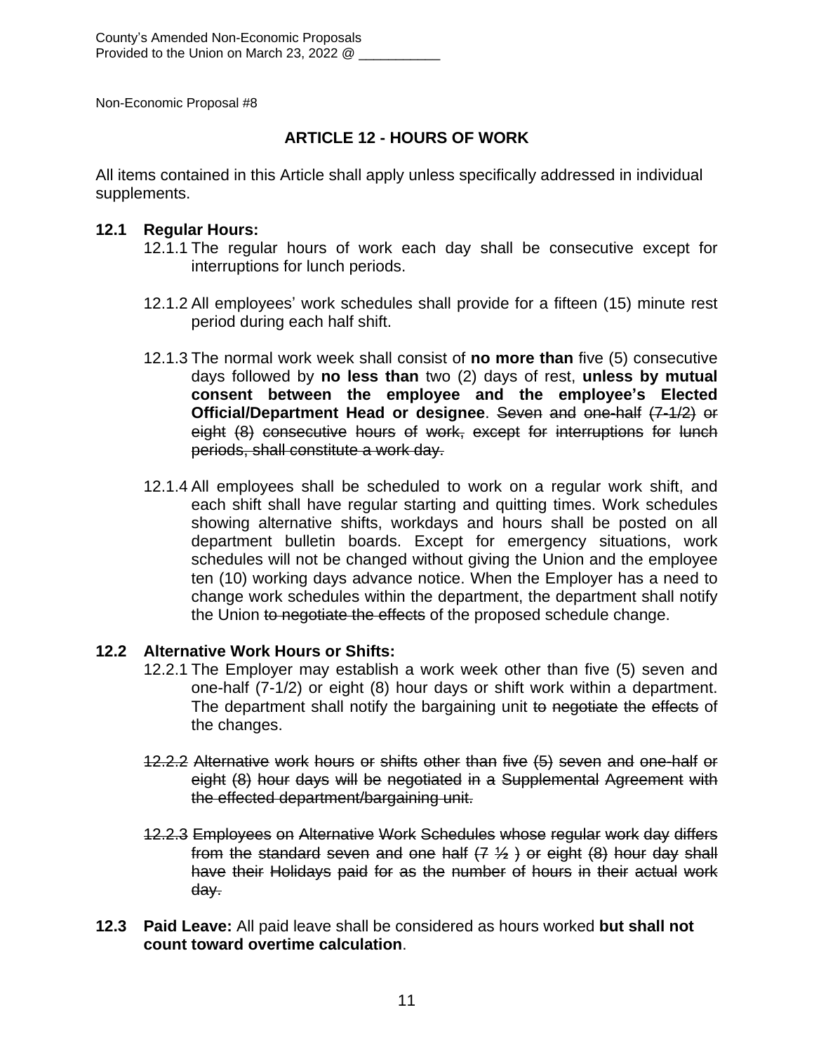County's Amended Non-Economic Proposals
Provided to the Union on March 23, 2022 @ ___________

Non-Economic Proposal #8

## ARTICLE 12 - HOURS OF WORK

All items contained in this Article shall apply unless specifically addressed in individual supplements.

**12.1 Regular Hours:**

12.1.1 The regular hours of work each day shall be consecutive except for interruptions for lunch periods.

12.1.2 All employees' work schedules shall provide for a fifteen (15) minute rest period during each half shift.

12.1.3 The normal work week shall consist of **no more than** five (5) consecutive days followed by **no less than** two (2) days of rest, **unless by mutual consent between the employee and the employee's Elected Official/Department Head or designee**. ~~Seven and one-half (7-1/2) or eight (8) consecutive hours of work, except for interruptions for lunch periods, shall constitute a work day.~~

12.1.4 All employees shall be scheduled to work on a regular work shift, and each shift shall have regular starting and quitting times. Work schedules showing alternative shifts, workdays and hours shall be posted on all department bulletin boards. Except for emergency situations, work schedules will not be changed without giving the Union and the employee ten (10) working days advance notice. When the Employer has a need to change work schedules within the department, the department shall notify the Union ~~to negotiate the effects~~ of the proposed schedule change.

**12.2 Alternative Work Hours or Shifts:**

12.2.1 The Employer may establish a work week other than five (5) seven and one-half (7-1/2) or eight (8) hour days or shift work within a department. The department shall notify the bargaining unit ~~to negotiate the effects~~ of the changes.

~~12.2.2 Alternative work hours or shifts other than five (5) seven and one-half or eight (8) hour days will be negotiated in a Supplemental Agreement with the effected department/bargaining unit.~~

~~12.2.3 Employees on Alternative Work Schedules whose regular work day differs from the standard seven and one half (7 ½ ) or eight (8) hour day shall have their Holidays paid for as the number of hours in their actual work day.~~

**12.3 Paid Leave:** All paid leave shall be considered as hours worked **but shall not count toward overtime calculation**.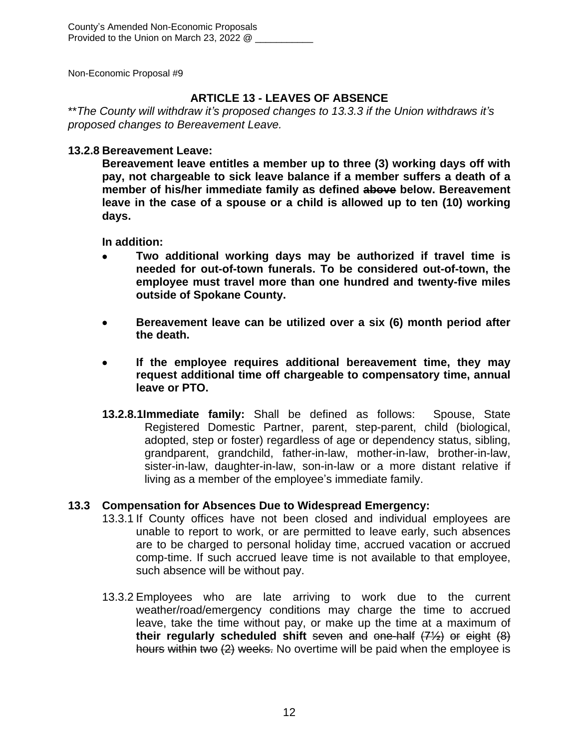County's Amended Non-Economic Proposals
Provided to the Union on March 23, 2022 @ ___________

Non-Economic Proposal #9

## ARTICLE 13 - LEAVES OF ABSENCE

*\*\*The County will withdraw it's proposed changes to 13.3.3 if the Union withdraws it's proposed changes to Bereavement Leave.*

**13.2.8 Bereavement Leave:**

**Bereavement leave entitles a member up to three (3) working days off with pay, not chargeable to sick leave balance if a member suffers a death of a member of his/her immediate family as defined ~~above~~ below. Bereavement leave in the case of a spouse or a child is allowed up to ten (10) working days.**

**In addition:**

- **Two additional working days may be authorized if travel time is needed for out-of-town funerals. To be considered out-of-town, the employee must travel more than one hundred and twenty-five miles outside of Spokane County.**

- **Bereavement leave can be utilized over a six (6) month period after the death.**

- **If the employee requires additional bereavement time, they may request additional time off chargeable to compensatory time, annual leave or PTO.**

**13.2.8.1 Immediate family:** Shall be defined as follows: Spouse, State Registered Domestic Partner, parent, step-parent, child (biological, adopted, step or foster) regardless of age or dependency status, sibling, grandparent, grandchild, father-in-law, mother-in-law, brother-in-law, sister-in-law, daughter-in-law, son-in-law or a more distant relative if living as a member of the employee's immediate family.

**13.3 Compensation for Absences Due to Widespread Emergency:**

13.3.1 If County offices have not been closed and individual employees are unable to report to work, or are permitted to leave early, such absences are to be charged to personal holiday time, accrued vacation or accrued comp-time. If such accrued leave time is not available to that employee, such absence will be without pay.

13.3.2 Employees who are late arriving to work due to the current weather/road/emergency conditions may charge the time to accrued leave, take the time without pay, or make up the time at a maximum of **their regularly scheduled shift** ~~seven and one-half (7½) or eight (8) hours within two (2) weeks.~~ No overtime will be paid when the employee is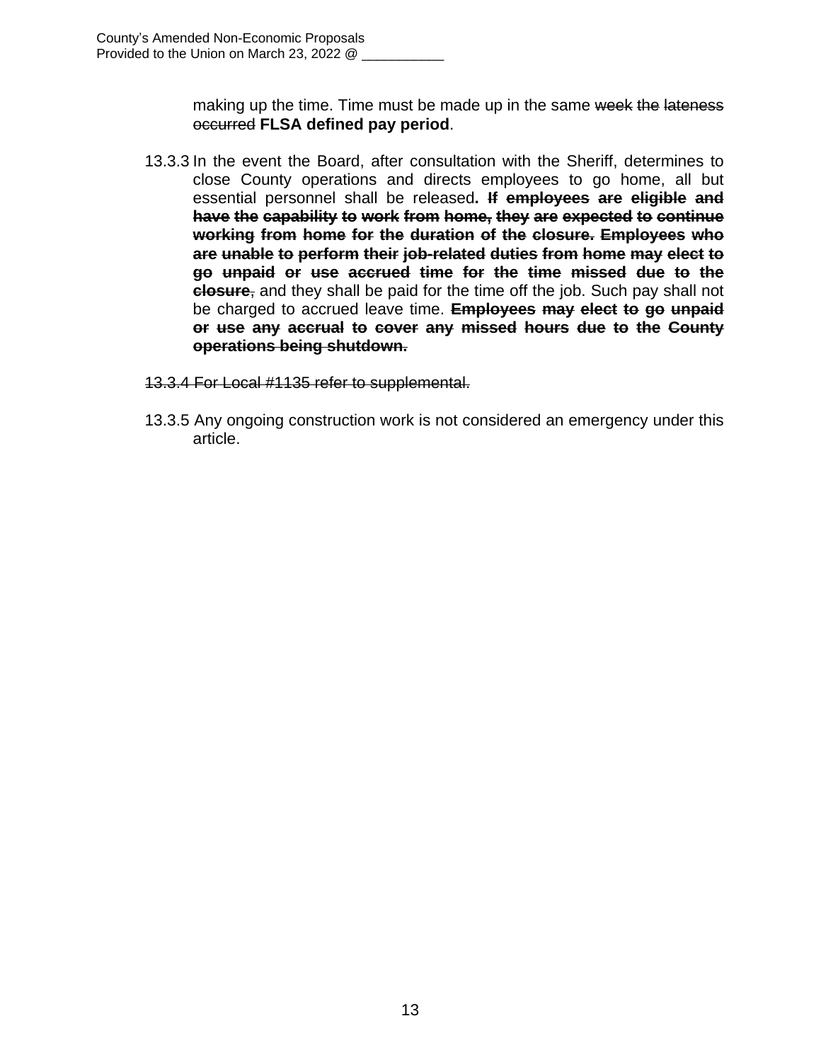making up the time. Time must be made up in the same ~~week the lateness occurred~~ **FLSA defined pay period**.

13.3.3 In the event the Board, after consultation with the Sheriff, determines to close County operations and directs employees to go home, all but essential personnel shall be released**.** ~~**If employees are eligible and have the capability to work from home, they are expected to continue working from home for the duration of the closure. Employees who are unable to perform their job-related duties from home may elect to go unpaid or use accrued time for the time missed due to the closure**~~~~,~~ and they shall be paid for the time off the job. Such pay shall not be charged to accrued leave time. ~~**Employees may elect to go unpaid or use any accrual to cover any missed hours due to the County operations being shutdown.**~~

~~13.3.4 For Local #1135 refer to supplemental.~~

13.3.5 Any ongoing construction work is not considered an emergency under this article.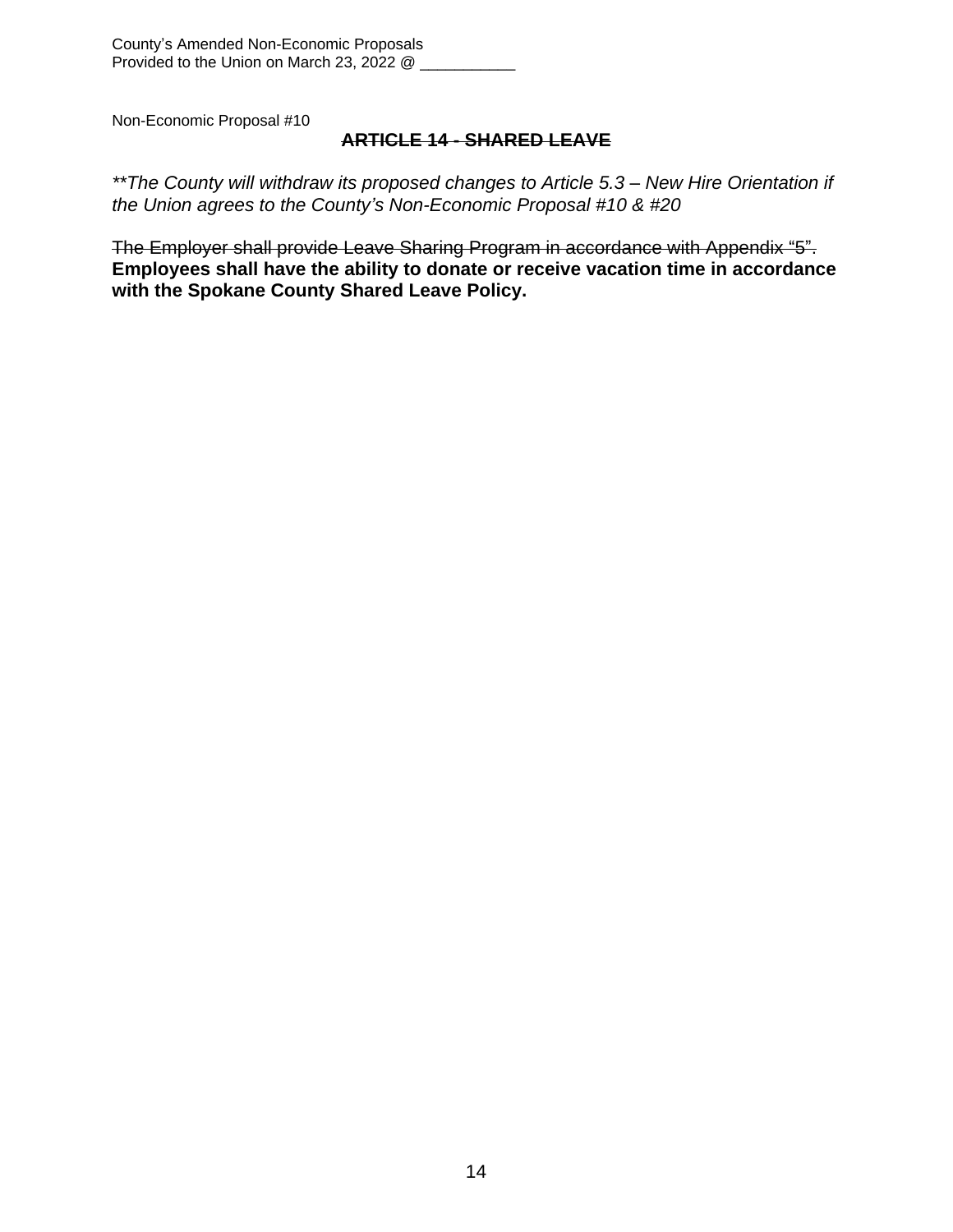Non-Economic Proposal #10

## ~~ARTICLE 14 - SHARED LEAVE~~

*\*\*The County will withdraw its proposed changes to Article 5.3 – New Hire Orientation if the Union agrees to the County's Non-Economic Proposal #10 & #20*

~~The Employer shall provide Leave Sharing Program in accordance with Appendix "5".~~ **Employees shall have the ability to donate or receive vacation time in accordance with the Spokane County Shared Leave Policy.**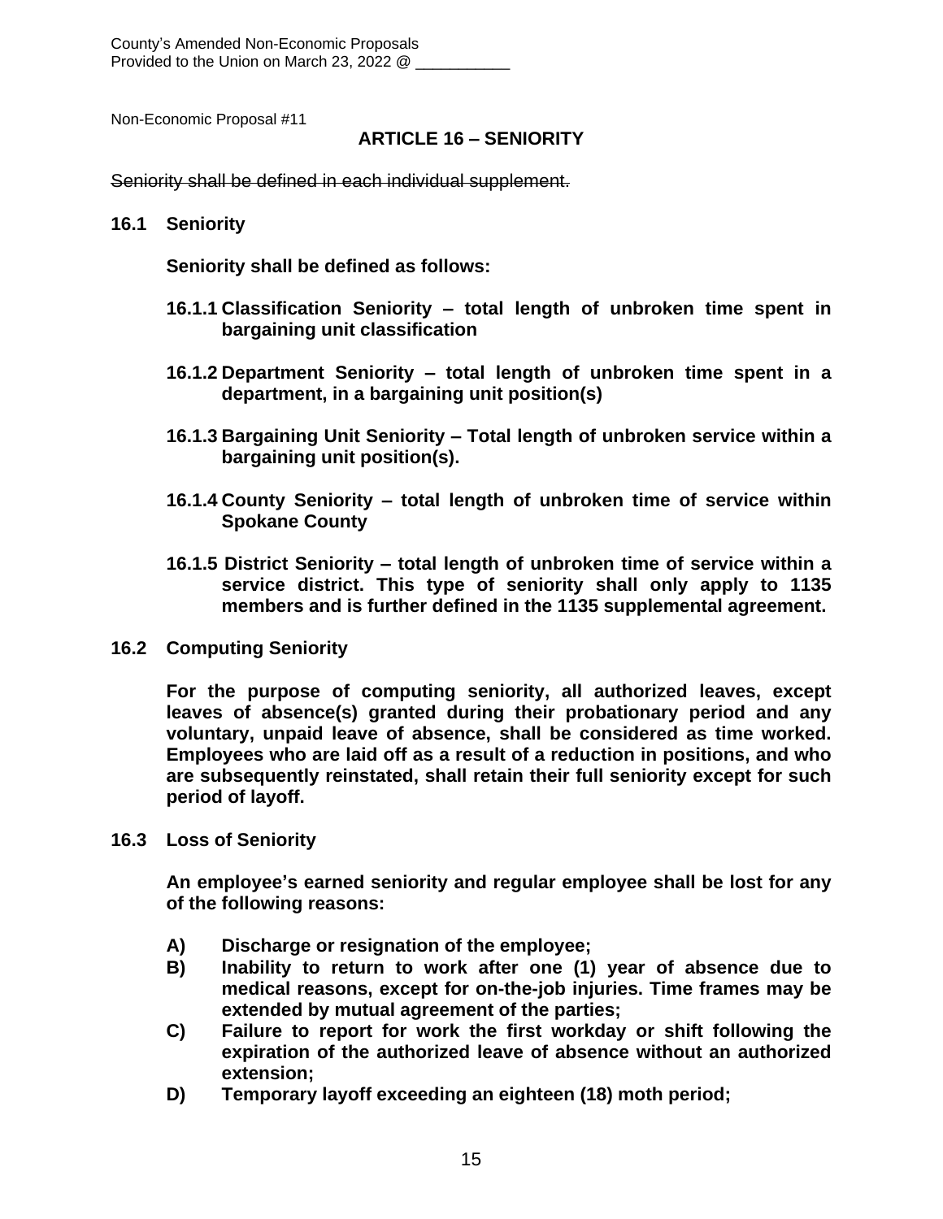County's Amended Non-Economic Proposals
Provided to the Union on March 23, 2022 @ ___________

Non-Economic Proposal #11

## ARTICLE 16 – SENIORITY

~~Seniority shall be defined in each individual supplement.~~

**16.1 Seniority**

**Seniority shall be defined as follows:**

**16.1.1 Classification Seniority – total length of unbroken time spent in bargaining unit classification**

**16.1.2 Department Seniority – total length of unbroken time spent in a department, in a bargaining unit position(s)**

**16.1.3 Bargaining Unit Seniority – Total length of unbroken service within a bargaining unit position(s).**

**16.1.4 County Seniority – total length of unbroken time of service within Spokane County**

**16.1.5 District Seniority – total length of unbroken time of service within a service district. This type of seniority shall only apply to 1135 members and is further defined in the 1135 supplemental agreement.**

**16.2 Computing Seniority**

**For the purpose of computing seniority, all authorized leaves, except leaves of absence(s) granted during their probationary period and any voluntary, unpaid leave of absence, shall be considered as time worked. Employees who are laid off as a result of a reduction in positions, and who are subsequently reinstated, shall retain their full seniority except for such period of layoff.**

**16.3 Loss of Seniority**

**An employee's earned seniority and regular employee shall be lost for any of the following reasons:**

**A) Discharge or resignation of the employee;**
**B) Inability to return to work after one (1) year of absence due to medical reasons, except for on-the-job injuries. Time frames may be extended by mutual agreement of the parties;**
**C) Failure to report for work the first workday or shift following the expiration of the authorized leave of absence without an authorized extension;**
**D) Temporary layoff exceeding an eighteen (18) moth period;**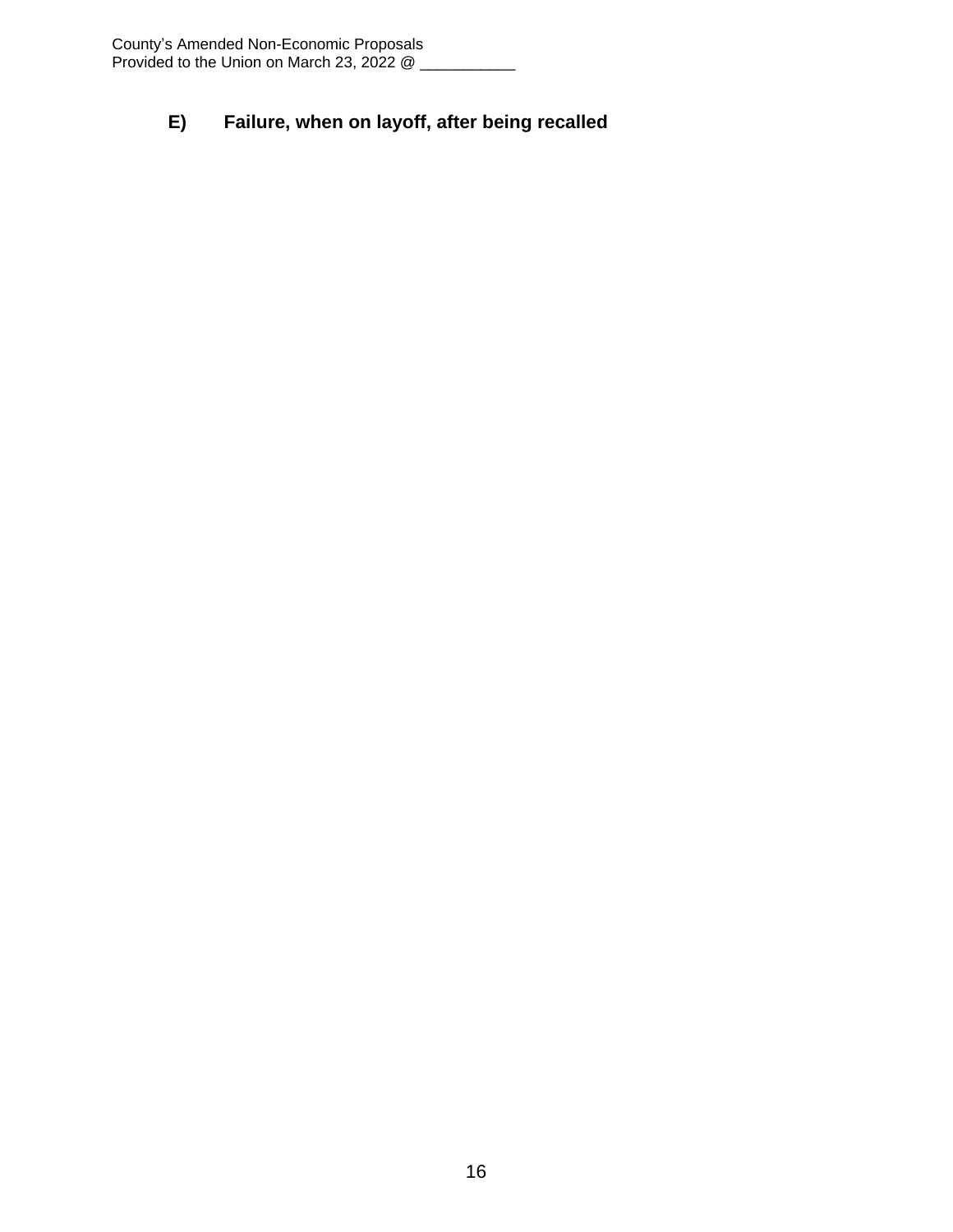**E) Failure, when on layoff, after being recalled**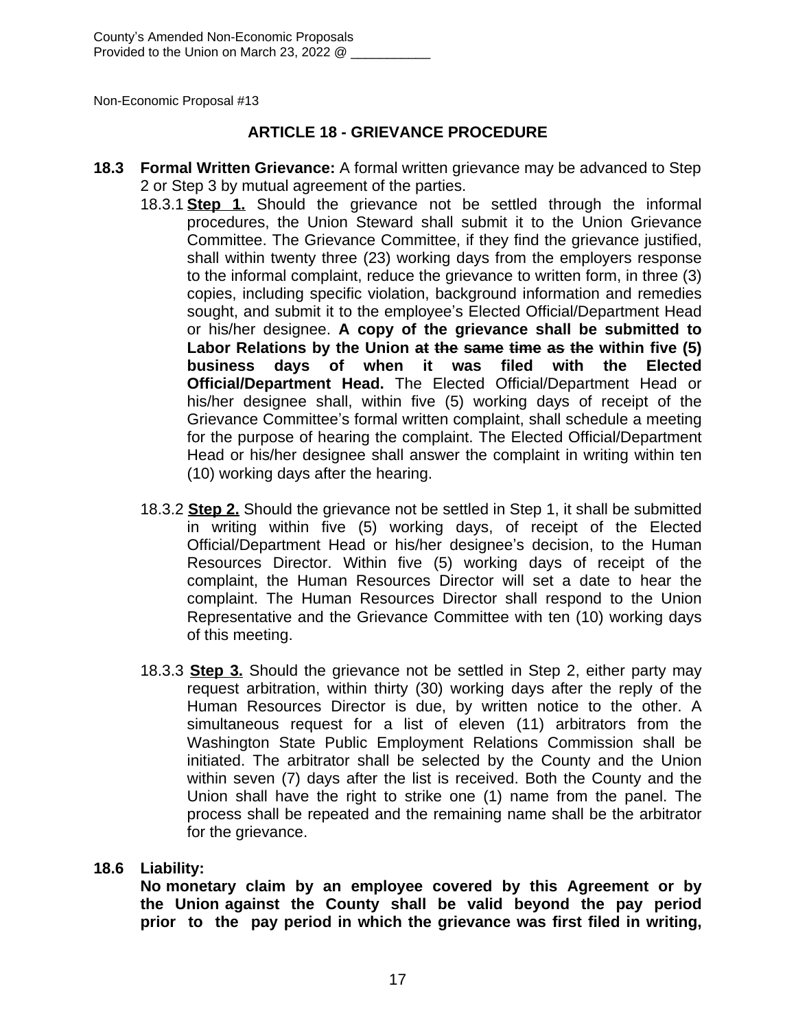Non-Economic Proposal #13

## ARTICLE 18 - GRIEVANCE PROCEDURE

**18.3 Formal Written Grievance:** A formal written grievance may be advanced to Step 2 or Step 3 by mutual agreement of the parties.

18.3.1 **<u>Step 1.</u>** Should the grievance not be settled through the informal procedures, the Union Steward shall submit it to the Union Grievance Committee. The Grievance Committee, if they find the grievance justified, shall within twenty three (23) working days from the employers response to the informal complaint, reduce the grievance to written form, in three (3) copies, including specific violation, background information and remedies sought, and submit it to the employee's Elected Official/Department Head or his/her designee. **A copy of the grievance shall be submitted to Labor Relations by the Union ~~at the same time as the~~ within five (5) business days of when it was filed with the Elected Official/Department Head.** The Elected Official/Department Head or his/her designee shall, within five (5) working days of receipt of the Grievance Committee's formal written complaint, shall schedule a meeting for the purpose of hearing the complaint. The Elected Official/Department Head or his/her designee shall answer the complaint in writing within ten (10) working days after the hearing.

18.3.2 **<u>Step 2.</u>** Should the grievance not be settled in Step 1, it shall be submitted in writing within five (5) working days, of receipt of the Elected Official/Department Head or his/her designee's decision, to the Human Resources Director. Within five (5) working days of receipt of the complaint, the Human Resources Director will set a date to hear the complaint. The Human Resources Director shall respond to the Union Representative and the Grievance Committee with ten (10) working days of this meeting.

18.3.3 **<u>Step 3.</u>** Should the grievance not be settled in Step 2, either party may request arbitration, within thirty (30) working days after the reply of the Human Resources Director is due, by written notice to the other. A simultaneous request for a list of eleven (11) arbitrators from the Washington State Public Employment Relations Commission shall be initiated. The arbitrator shall be selected by the County and the Union within seven (7) days after the list is received. Both the County and the Union shall have the right to strike one (1) name from the panel. The process shall be repeated and the remaining name shall be the arbitrator for the grievance.

**18.6 Liability:**

**No monetary claim by an employee covered by this Agreement or by the Union against the County shall be valid beyond the pay period prior to the pay period in which the grievance was first filed in writing,**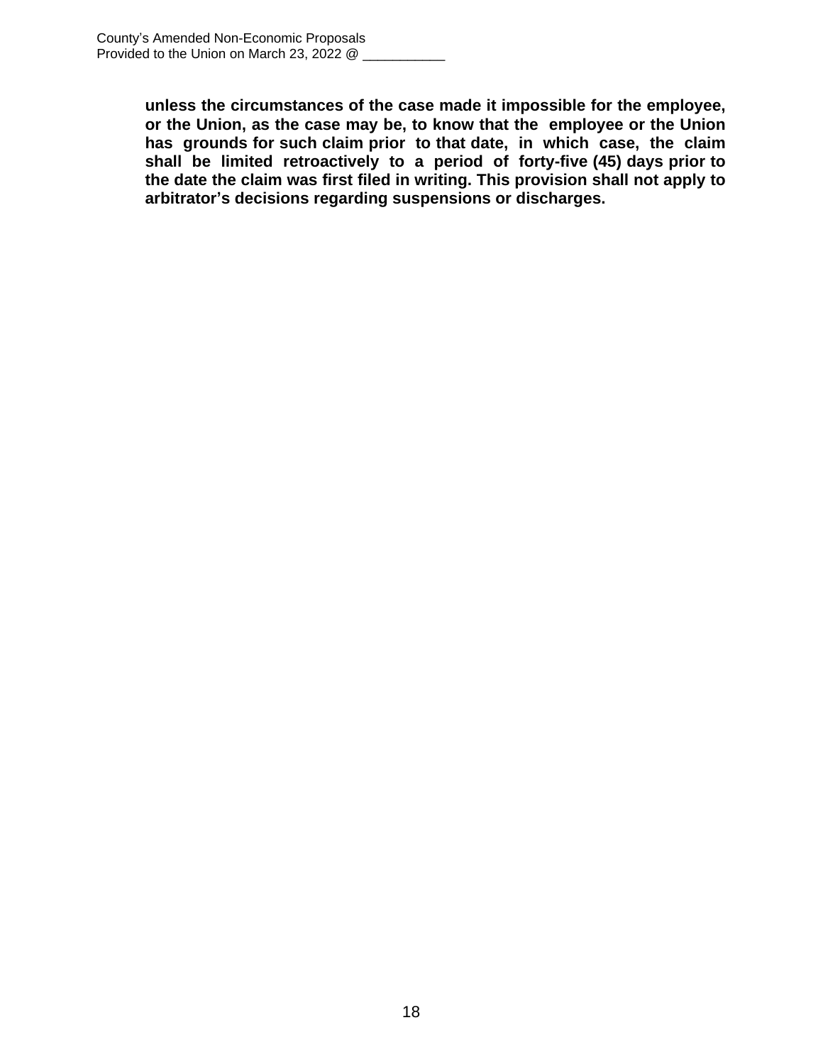**unless the circumstances of the case made it impossible for the employee, or the Union, as the case may be, to know that the employee or the Union has grounds for such claim prior to that date, in which case, the claim shall be limited retroactively to a period of forty-five (45) days prior to the date the claim was first filed in writing. This provision shall not apply to arbitrator's decisions regarding suspensions or discharges.**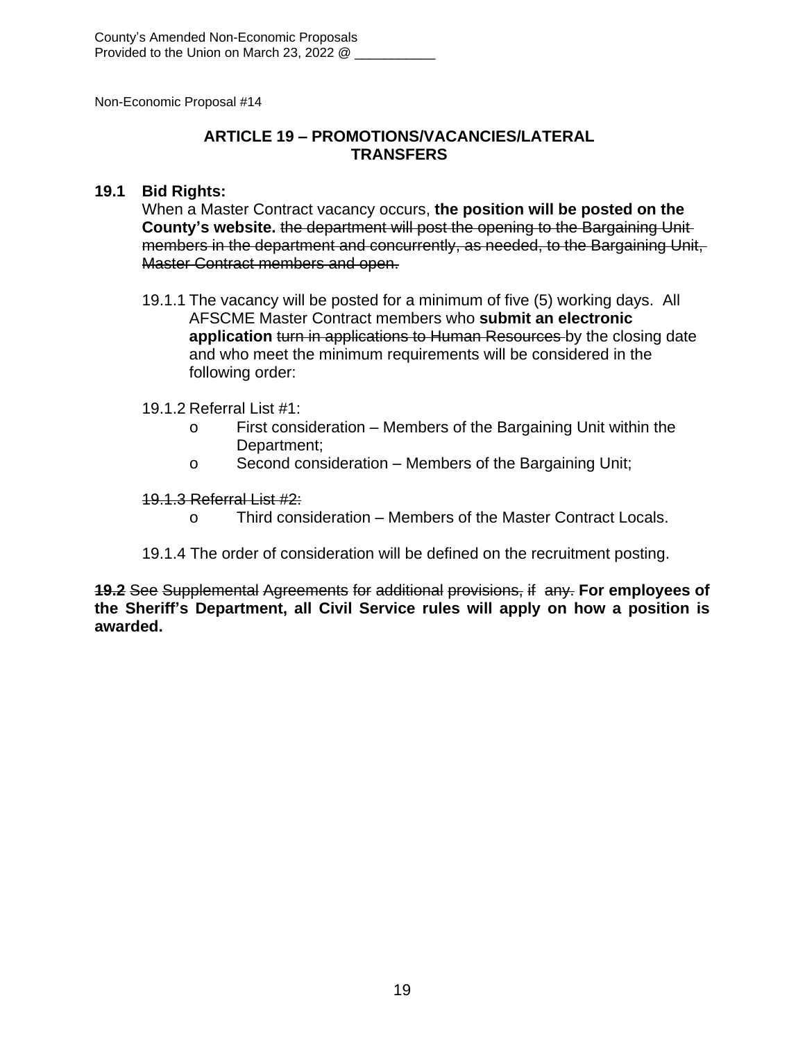County's Amended Non-Economic Proposals
Provided to the Union on March 23, 2022 @ ___________

Non-Economic Proposal #14

## ARTICLE 19 – PROMOTIONS/VACANCIES/LATERAL TRANSFERS

**19.1 Bid Rights:**
When a Master Contract vacancy occurs, **the position will be posted on the County's website.** ~~the department will post the opening to the Bargaining Unit members in the department and concurrently, as needed, to the Bargaining Unit, Master Contract members and open.~~

19.1.1 The vacancy will be posted for a minimum of five (5) working days. All AFSCME Master Contract members who **submit an electronic application** ~~turn in applications to Human Resources~~ by the closing date and who meet the minimum requirements will be considered in the following order:

19.1.2 Referral List #1:

- First consideration – Members of the Bargaining Unit within the Department;
- Second consideration – Members of the Bargaining Unit;

~~19.1.3 Referral List #2:~~

- Third consideration – Members of the Master Contract Locals.

19.1.4 The order of consideration will be defined on the recruitment posting.

~~**19.2** See Supplemental Agreements for additional provisions, if any.~~ **For employees of the Sheriff's Department, all Civil Service rules will apply on how a position is awarded.**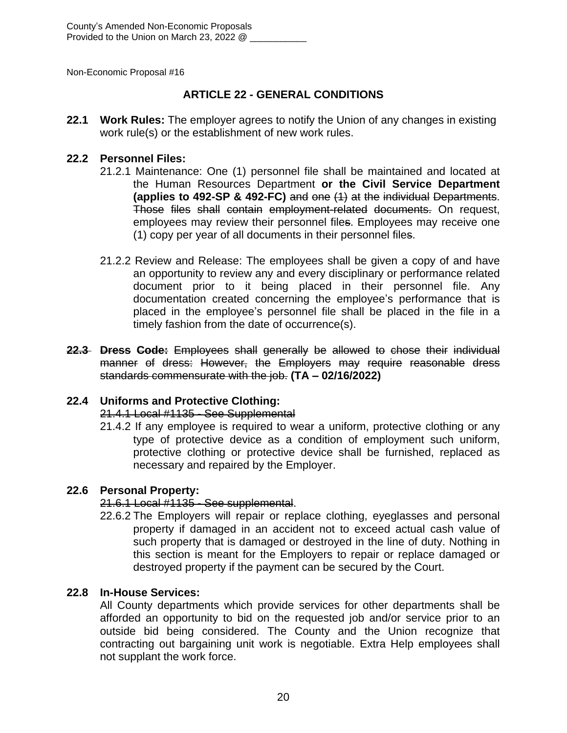County's Amended Non-Economic Proposals
Provided to the Union on March 23, 2022 @ ___________

Non-Economic Proposal #16

## ARTICLE 22 - GENERAL CONDITIONS

**22.1 Work Rules:** The employer agrees to notify the Union of any changes in existing work rule(s) or the establishment of new work rules.

**22.2 Personnel Files:**

21.2.1 Maintenance: One (1) personnel file shall be maintained and located at the Human Resources Department **or the Civil Service Department (applies to 492-SP & 492-FC)** ~~and one (1) at the individual Departments~~. ~~Those files shall contain employment-related documents.~~ On request, employees may review their personnel file~~s~~. Employees may receive one (1) copy per year of all documents in their personnel file~~s~~.

21.2.2 Review and Release: The employees shall be given a copy of and have an opportunity to review any and every disciplinary or performance related document prior to it being placed in their personnel file. Any documentation created concerning the employee's performance that is placed in the employee's personnel file shall be placed in the file in a timely fashion from the date of occurrence(s).

~~**22.3 Dress Code:** Employees shall generally be allowed to chose their individual manner of dress: However, the Employers may require reasonable dress standards commensurate with the job.~~ **(TA – 02/16/2022)**

**22.4 Uniforms and Protective Clothing:**

~~21.4.1 Local #1135 - See Supplemental~~

21.4.2 If any employee is required to wear a uniform, protective clothing or any type of protective device as a condition of employment such uniform, protective clothing or protective device shall be furnished, replaced as necessary and repaired by the Employer.

**22.6 Personal Property:**

~~21.6.1 Local #1135 - See supplemental~~.

22.6.2 The Employers will repair or replace clothing, eyeglasses and personal property if damaged in an accident not to exceed actual cash value of such property that is damaged or destroyed in the line of duty. Nothing in this section is meant for the Employers to repair or replace damaged or destroyed property if the payment can be secured by the Court.

**22.8 In-House Services:**

All County departments which provide services for other departments shall be afforded an opportunity to bid on the requested job and/or service prior to an outside bid being considered. The County and the Union recognize that contracting out bargaining unit work is negotiable. Extra Help employees shall not supplant the work force.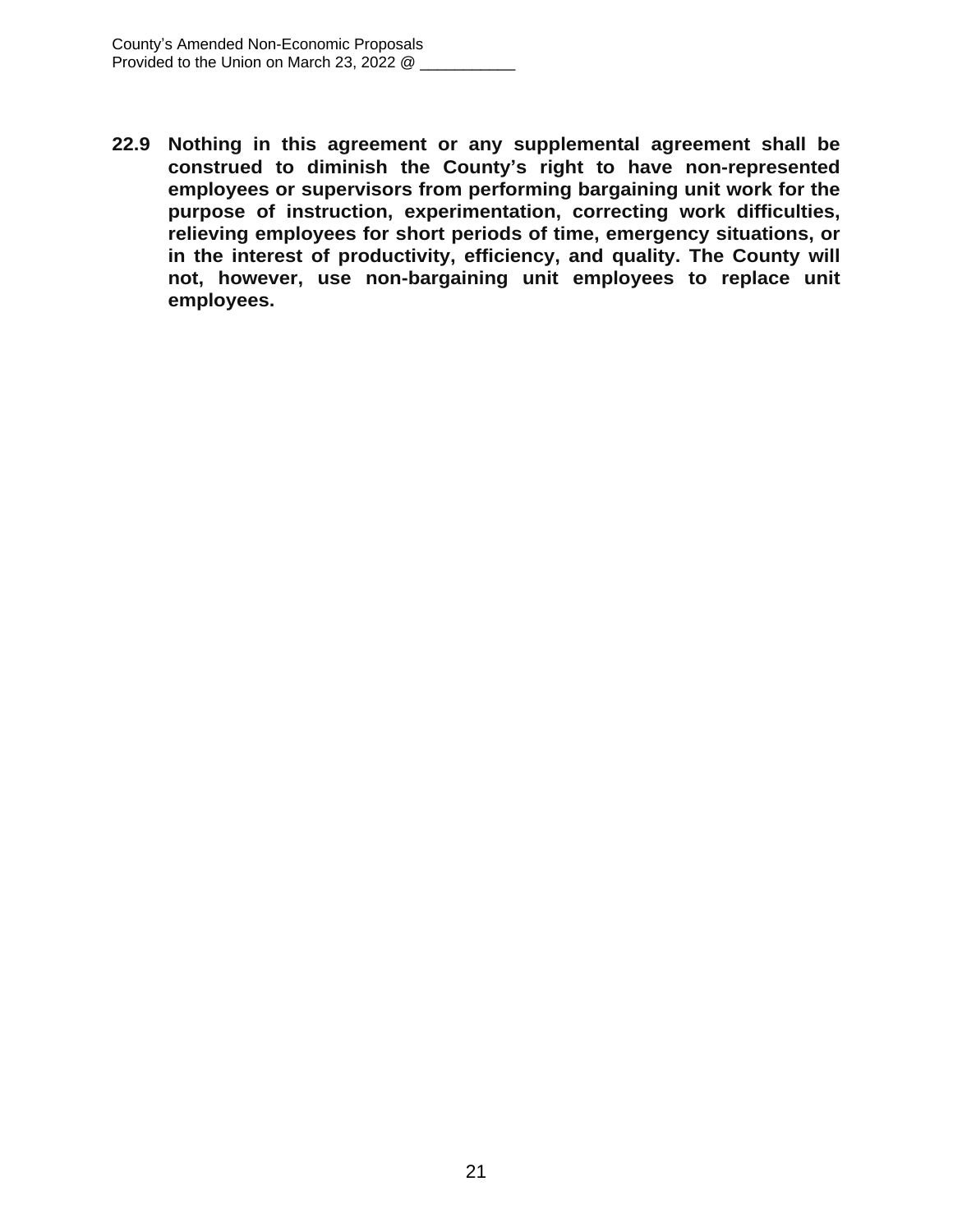**22.9 Nothing in this agreement or any supplemental agreement shall be construed to diminish the County's right to have non-represented employees or supervisors from performing bargaining unit work for the purpose of instruction, experimentation, correcting work difficulties, relieving employees for short periods of time, emergency situations, or in the interest of productivity, efficiency, and quality. The County will not, however, use non-bargaining unit employees to replace unit employees.**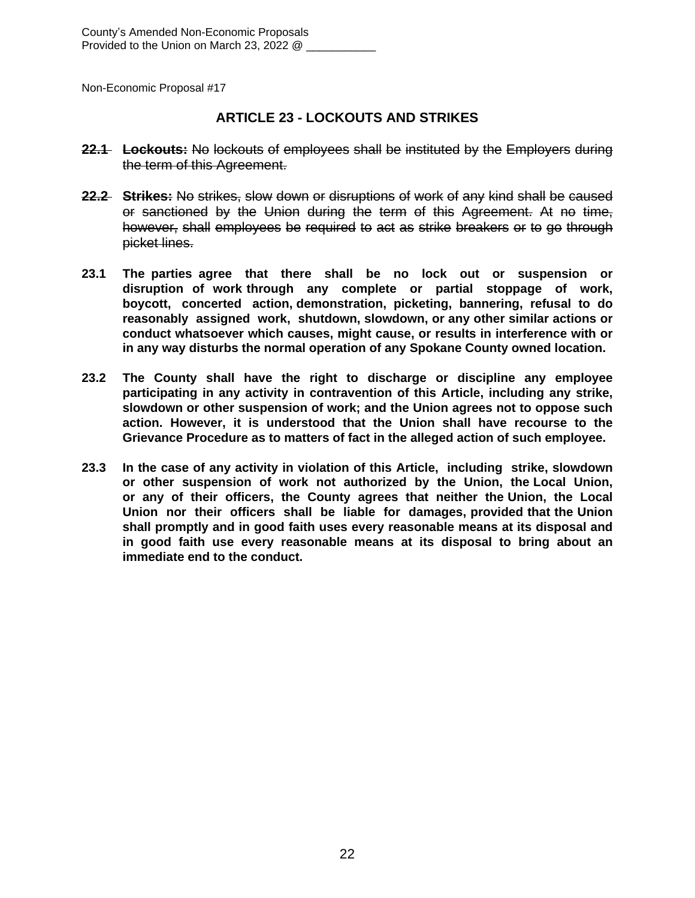County's Amended Non-Economic Proposals
Provided to the Union on March 23, 2022 @ ___________

Non-Economic Proposal #17

## ARTICLE 23 - LOCKOUTS AND STRIKES

~~**22.1 Lockouts:** No lockouts of employees shall be instituted by the Employers during the term of this Agreement.~~

~~**22.2 Strikes:** No strikes, slow down or disruptions of work of any kind shall be caused or sanctioned by the Union during the term of this Agreement. At no time, however, shall employees be required to act as strike breakers or to go through picket lines.~~

**23.1 The parties agree that there shall be no lock out or suspension or disruption of work through any complete or partial stoppage of work, boycott, concerted action, demonstration, picketing, bannering, refusal to do reasonably assigned work, shutdown, slowdown, or any other similar actions or conduct whatsoever which causes, might cause, or results in interference with or in any way disturbs the normal operation of any Spokane County owned location.**

**23.2 The County shall have the right to discharge or discipline any employee participating in any activity in contravention of this Article, including any strike, slowdown or other suspension of work; and the Union agrees not to oppose such action. However, it is understood that the Union shall have recourse to the Grievance Procedure as to matters of fact in the alleged action of such employee.**

**23.3 In the case of any activity in violation of this Article, including strike, slowdown or other suspension of work not authorized by the Union, the Local Union, or any of their officers, the County agrees that neither the Union, the Local Union nor their officers shall be liable for damages, provided that the Union shall promptly and in good faith uses every reasonable means at its disposal and in good faith use every reasonable means at its disposal to bring about an immediate end to the conduct.**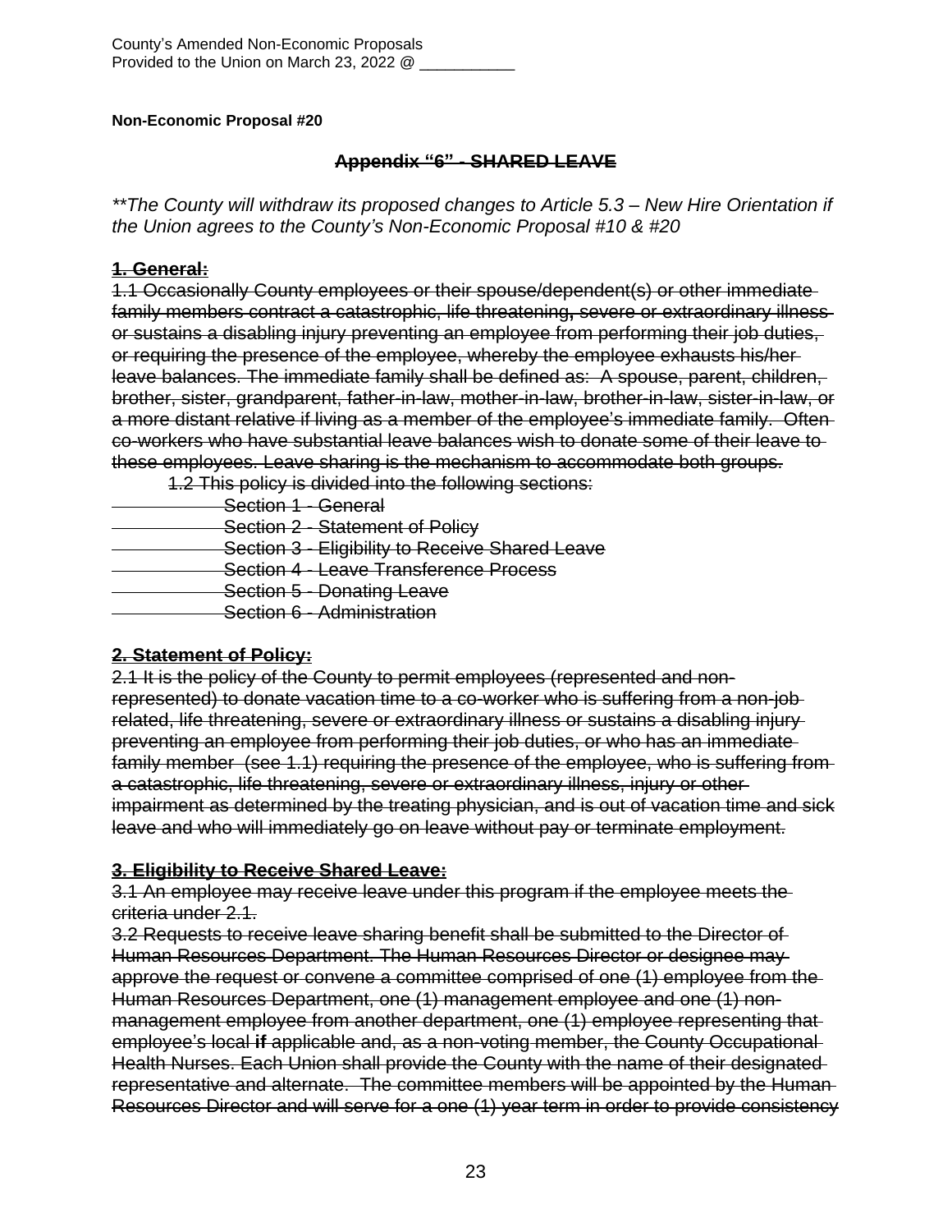County's Amended Non-Economic Proposals
Provided to the Union on March 23, 2022 @ ___________

**Non-Economic Proposal #20**

**~~Appendix "6" - SHARED LEAVE~~**

*\*\*The County will withdraw its proposed changes to Article 5.3 – New Hire Orientation if the Union agrees to the County's Non-Economic Proposal #10 & #20*

**~~1. General:~~**

~~1.1 Occasionally County employees or their spouse/dependent(s) or other immediate family members contract a catastrophic, life threatening, severe or extraordinary illness or sustains a disabling injury preventing an employee from performing their job duties, or requiring the presence of the employee, whereby the employee exhausts his/her leave balances. The immediate family shall be defined as: A spouse, parent, children, brother, sister, grandparent, father-in-law, mother-in-law, brother-in-law, sister-in-law, or a more distant relative if living as a member of the employee's immediate family. Often co-workers who have substantial leave balances wish to donate some of their leave to these employees. Leave sharing is the mechanism to accommodate both groups.~~

~~1.2 This policy is divided into the following sections:~~

- ~~Section 1 - General~~
- ~~Section 2 - Statement of Policy~~
- ~~Section 3 - Eligibility to Receive Shared Leave~~
- ~~Section 4 - Leave Transference Process~~
- ~~Section 5 - Donating Leave~~
- ~~Section 6 - Administration~~

**~~2. Statement of Policy:~~**

~~2.1 It is the policy of the County to permit employees (represented and non-represented) to donate vacation time to a co-worker who is suffering from a non-job related, life threatening, severe or extraordinary illness or sustains a disabling injury preventing an employee from performing their job duties, or who has an immediate family member (see 1.1) requiring the presence of the employee, who is suffering from a catastrophic, life threatening, severe or extraordinary illness, injury or other impairment as determined by the treating physician, and is out of vacation time and sick leave and who will immediately go on leave without pay or terminate employment.~~

**~~3. Eligibility to Receive Shared Leave:~~**

~~3.1 An employee may receive leave under this program if the employee meets the criteria under 2.1.~~

~~3.2 Requests to receive leave sharing benefit shall be submitted to the Director of Human Resources Department. The Human Resources Director or designee may approve the request or convene a committee comprised of one (1) employee from the Human Resources Department, one (1) management employee and one (1) non-management employee from another department, one (1) employee representing that employee's local **if** applicable and, as a non-voting member, the County Occupational Health Nurses. Each Union shall provide the County with the name of their designated representative and alternate. The committee members will be appointed by the Human Resources Director and will serve for a one (1) year term in order to provide consistency~~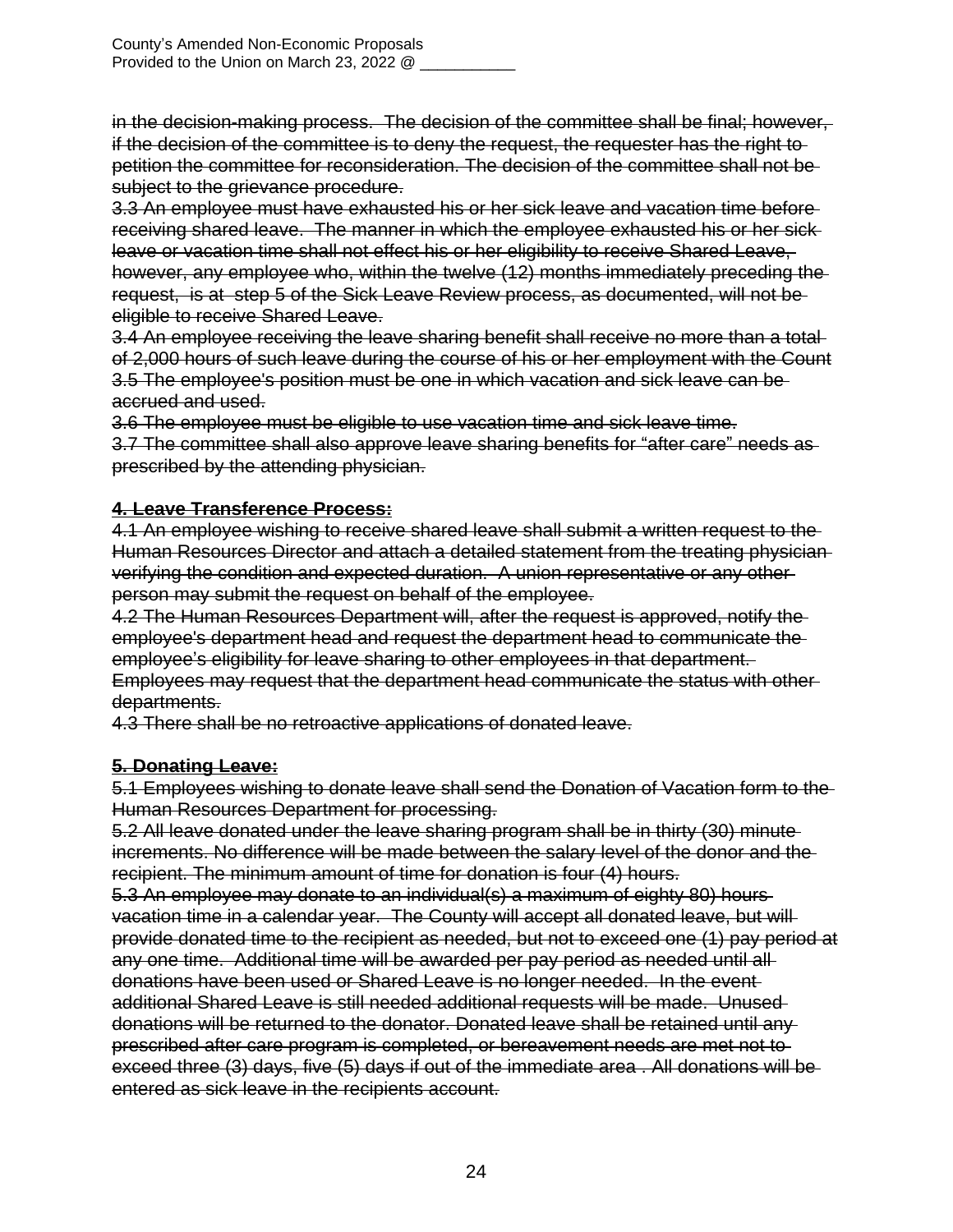~~in the decision-making process. The decision of the committee shall be final; however, if the decision of the committee is to deny the request, the requester has the right to petition the committee for reconsideration. The decision of the committee shall not be subject to the grievance procedure.~~

~~3.3 An employee must have exhausted his or her sick leave and vacation time before receiving shared leave. The manner in which the employee exhausted his or her sick leave or vacation time shall not effect his or her eligibility to receive Shared Leave, however, any employee who, within the twelve (12) months immediately preceding the request, is at step 5 of the Sick Leave Review process, as documented, will not be eligible to receive Shared Leave.~~

~~3.4 An employee receiving the leave sharing benefit shall receive no more than a total of 2,000 hours of such leave during the course of his or her employment with the Count~~

~~3.5 The employee's position must be one in which vacation and sick leave can be accrued and used.~~

~~3.6 The employee must be eligible to use vacation time and sick leave time.~~

~~3.7 The committee shall also approve leave sharing benefits for "after care" needs as prescribed by the attending physician.~~

**~~4. Leave Transference Process:~~**

~~4.1 An employee wishing to receive shared leave shall submit a written request to the Human Resources Director and attach a detailed statement from the treating physician verifying the condition and expected duration. A union representative or any other person may submit the request on behalf of the employee.~~

~~4.2 The Human Resources Department will, after the request is approved, notify the employee's department head and request the department head to communicate the employee's eligibility for leave sharing to other employees in that department. Employees may request that the department head communicate the status with other departments.~~

~~4.3 There shall be no retroactive applications of donated leave.~~

**~~5. Donating Leave:~~**

~~5.1 Employees wishing to donate leave shall send the Donation of Vacation form to the Human Resources Department for processing.~~

~~5.2 All leave donated under the leave sharing program shall be in thirty (30) minute increments. No difference will be made between the salary level of the donor and the recipient. The minimum amount of time for donation is four (4) hours.~~

~~5.3 An employee may donate to an individual(s) a maximum of eighty 80) hours vacation time in a calendar year. The County will accept all donated leave, but will provide donated time to the recipient as needed, but not to exceed one (1) pay period at any one time. Additional time will be awarded per pay period as needed until all donations have been used or Shared Leave is no longer needed. In the event additional Shared Leave is still needed additional requests will be made. Unused donations will be returned to the donator. Donated leave shall be retained until any prescribed after care program is completed, or bereavement needs are met not to exceed three (3) days, five (5) days if out of the immediate area . All donations will be entered as sick leave in the recipients account.~~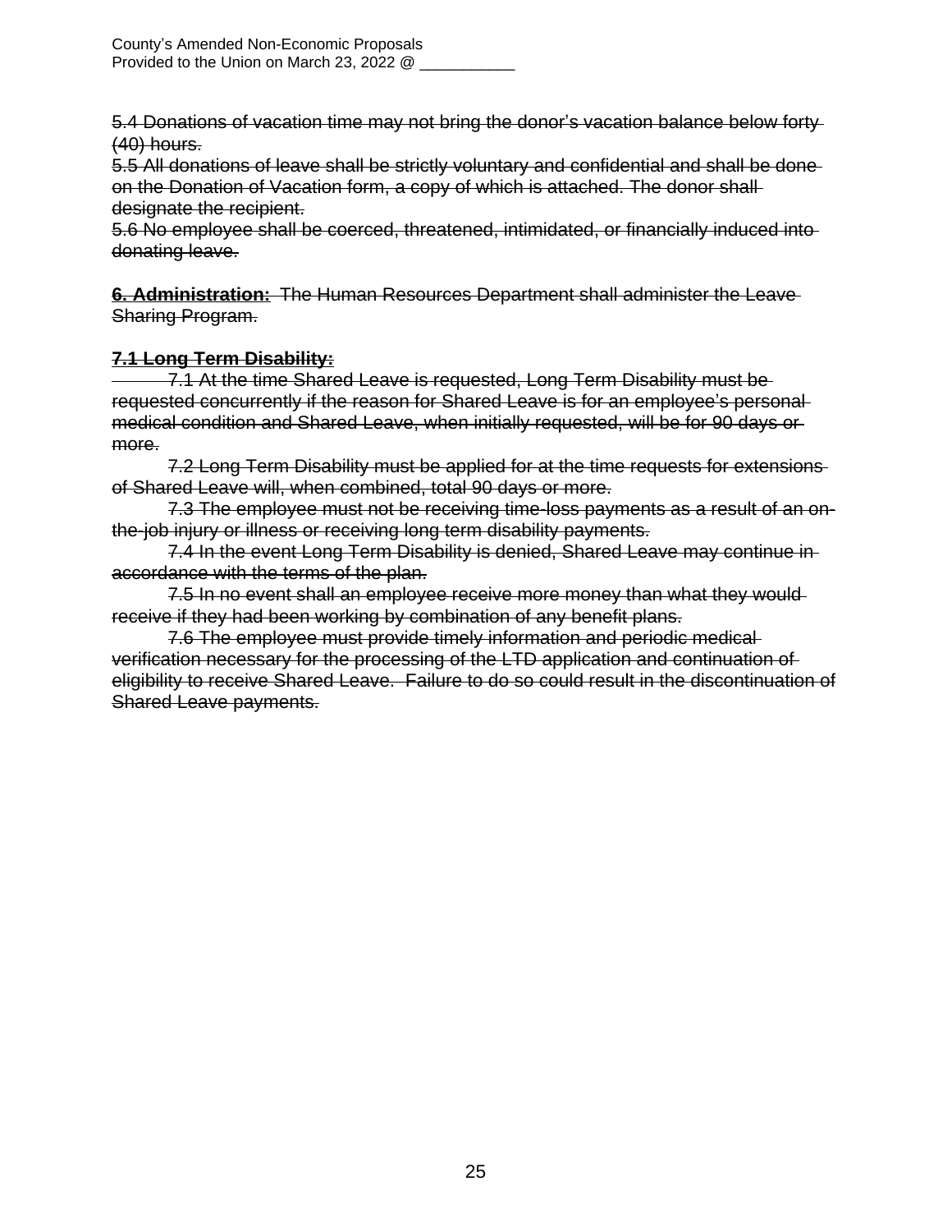~~5.4 Donations of vacation time may not bring the donor's vacation balance below forty (40) hours.~~
~~5.5 All donations of leave shall be strictly voluntary and confidential and shall be done on the Donation of Vacation form, a copy of which is attached. The donor shall designate the recipient.~~
~~5.6 No employee shall be coerced, threatened, intimidated, or financially induced into donating leave.~~

~~**6. Administration:** The Human Resources Department shall administer the Leave Sharing Program.~~

~~**7.1 Long Term Disability:**~~

~~7.1 At the time Shared Leave is requested, Long Term Disability must be requested concurrently if the reason for Shared Leave is for an employee's personal medical condition and Shared Leave, when initially requested, will be for 90 days or more.~~

~~7.2 Long Term Disability must be applied for at the time requests for extensions of Shared Leave will, when combined, total 90 days or more.~~

~~7.3 The employee must not be receiving time-loss payments as a result of an on-the-job injury or illness or receiving long term disability payments.~~

~~7.4 In the event Long Term Disability is denied, Shared Leave may continue in accordance with the terms of the plan.~~

~~7.5 In no event shall an employee receive more money than what they would receive if they had been working by combination of any benefit plans.~~

~~7.6 The employee must provide timely information and periodic medical verification necessary for the processing of the LTD application and continuation of eligibility to receive Shared Leave. Failure to do so could result in the discontinuation of Shared Leave payments.~~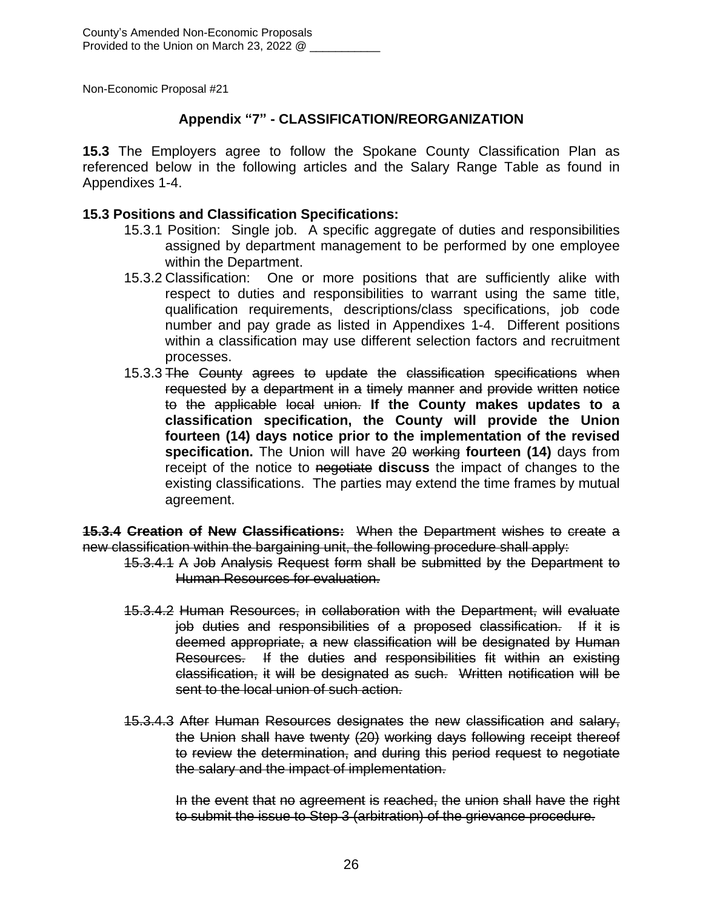Non-Economic Proposal #21

## Appendix "7" - CLASSIFICATION/REORGANIZATION

**15.3** The Employers agree to follow the Spokane County Classification Plan as referenced below in the following articles and the Salary Range Table as found in Appendixes 1-4.

**15.3 Positions and Classification Specifications:**

15.3.1 Position: Single job. A specific aggregate of duties and responsibilities assigned by department management to be performed by one employee within the Department.

15.3.2 Classification: One or more positions that are sufficiently alike with respect to duties and responsibilities to warrant using the same title, qualification requirements, descriptions/class specifications, job code number and pay grade as listed in Appendixes 1-4. Different positions within a classification may use different selection factors and recruitment processes.

15.3.3 ~~The County agrees to update the classification specifications when requested by a department in a timely manner and provide written notice to the applicable local union.~~ **If the County makes updates to a classification specification, the County will provide the Union fourteen (14) days notice prior to the implementation of the revised specification.** The Union will have ~~20 working~~ **fourteen (14)** days from receipt of the notice to ~~negotiate~~ **discuss** the impact of changes to the existing classifications. The parties may extend the time frames by mutual agreement.

~~**15.3.4 Creation of New Classifications:** When the Department wishes to create a new classification within the bargaining unit, the following procedure shall apply:~~

~~15.3.4.1 A Job Analysis Request form shall be submitted by the Department to Human Resources for evaluation.~~

~~15.3.4.2 Human Resources, in collaboration with the Department, will evaluate job duties and responsibilities of a proposed classification. If it is deemed appropriate, a new classification will be designated by Human Resources. If the duties and responsibilities fit within an existing classification, it will be designated as such. Written notification will be sent to the local union of such action.~~

~~15.3.4.3 After Human Resources designates the new classification and salary, the Union shall have twenty (20) working days following receipt thereof to review the determination, and during this period request to negotiate the salary and the impact of implementation.~~

~~In the event that no agreement is reached, the union shall have the right to submit the issue to Step 3 (arbitration) of the grievance procedure.~~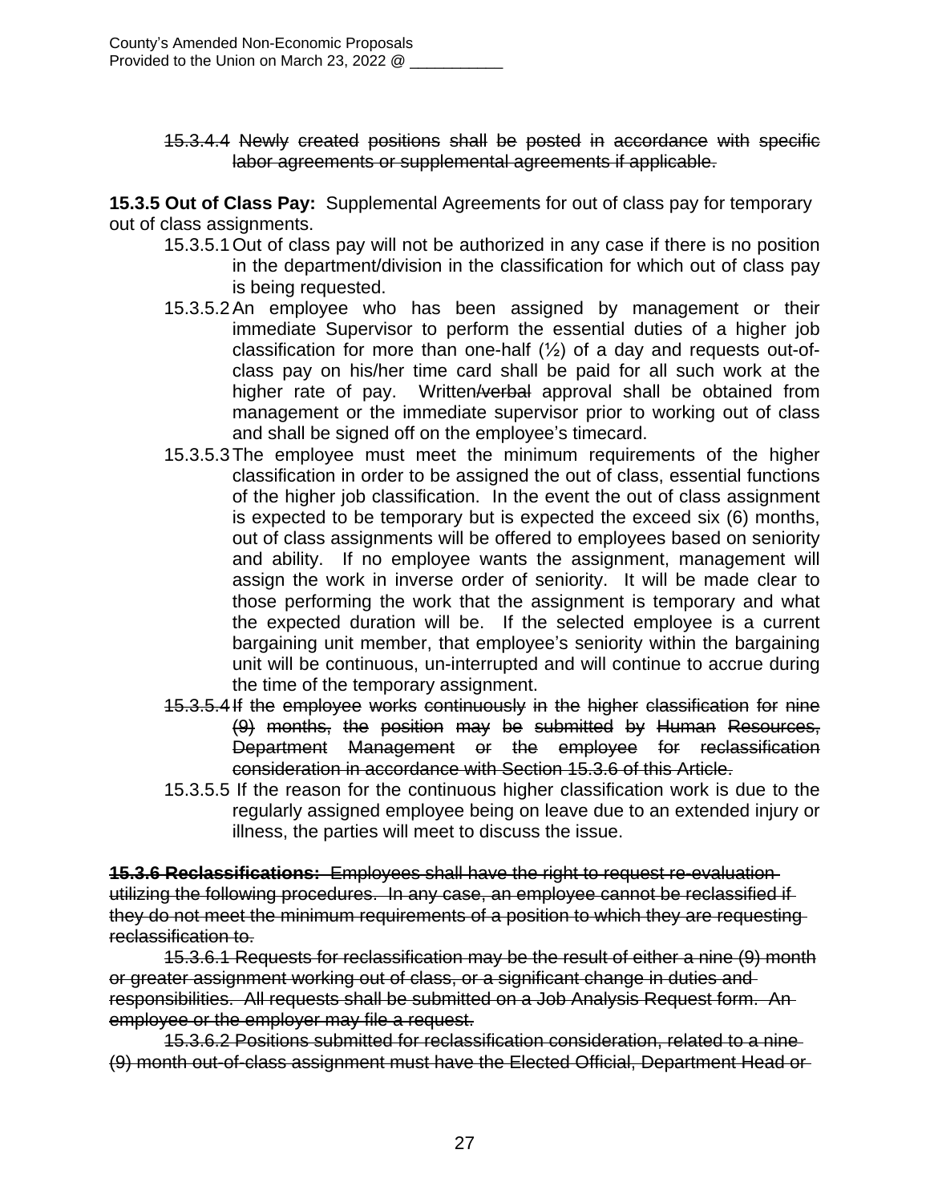~~15.3.4.4 Newly created positions shall be posted in accordance with specific labor agreements or supplemental agreements if applicable.~~

**15.3.5 Out of Class Pay:** Supplemental Agreements for out of class pay for temporary out of class assignments.

15.3.5.1 Out of class pay will not be authorized in any case if there is no position in the department/division in the classification for which out of class pay is being requested.

15.3.5.2 An employee who has been assigned by management or their immediate Supervisor to perform the essential duties of a higher job classification for more than one-half (½) of a day and requests out-of-class pay on his/her time card shall be paid for all such work at the higher rate of pay. Written~~/verbal~~ approval shall be obtained from management or the immediate supervisor prior to working out of class and shall be signed off on the employee's timecard.

15.3.5.3 The employee must meet the minimum requirements of the higher classification in order to be assigned the out of class, essential functions of the higher job classification. In the event the out of class assignment is expected to be temporary but is expected the exceed six (6) months, out of class assignments will be offered to employees based on seniority and ability. If no employee wants the assignment, management will assign the work in inverse order of seniority. It will be made clear to those performing the work that the assignment is temporary and what the expected duration will be. If the selected employee is a current bargaining unit member, that employee's seniority within the bargaining unit will be continuous, un-interrupted and will continue to accrue during the time of the temporary assignment.

~~15.3.5.4 If the employee works continuously in the higher classification for nine (9) months, the position may be submitted by Human Resources, Department Management or the employee for reclassification consideration in accordance with Section 15.3.6 of this Article.~~

15.3.5.5 If the reason for the continuous higher classification work is due to the regularly assigned employee being on leave due to an extended injury or illness, the parties will meet to discuss the issue.

~~**15.3.6 Reclassifications:** Employees shall have the right to request re-evaluation utilizing the following procedures. In any case, an employee cannot be reclassified if they do not meet the minimum requirements of a position to which they are requesting reclassification to.~~

~~15.3.6.1 Requests for reclassification may be the result of either a nine (9) month or greater assignment working out of class, or a significant change in duties and responsibilities. All requests shall be submitted on a Job Analysis Request form. An employee or the employer may file a request.~~

~~15.3.6.2 Positions submitted for reclassification consideration, related to a nine (9) month out-of-class assignment must have the Elected Official, Department Head or~~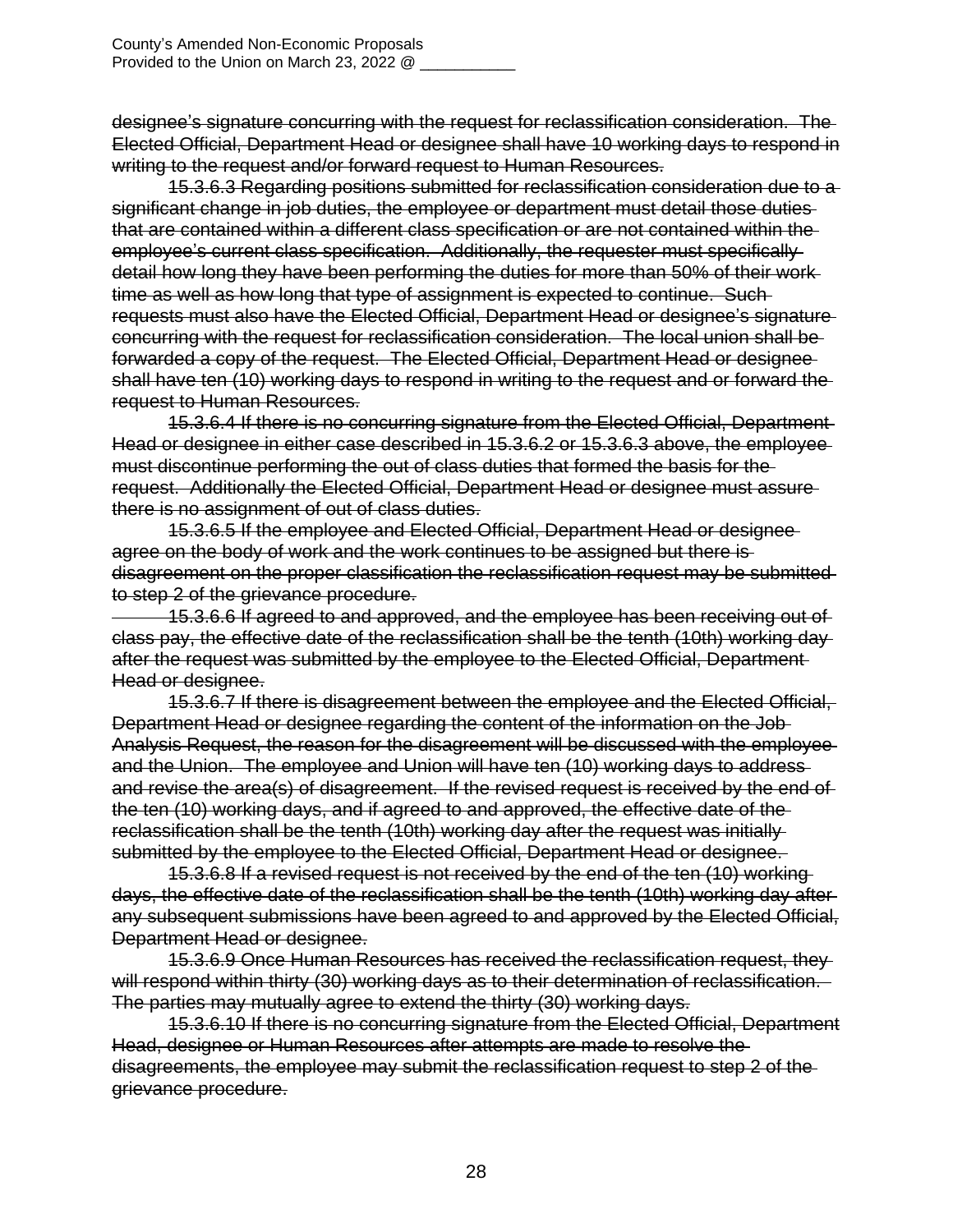~~designee's signature concurring with the request for reclassification consideration. The Elected Official, Department Head or designee shall have 10 working days to respond in writing to the request and/or forward request to Human Resources.~~

~~15.3.6.3 Regarding positions submitted for reclassification consideration due to a significant change in job duties, the employee or department must detail those duties that are contained within a different class specification or are not contained within the employee's current class specification. Additionally, the requester must specifically detail how long they have been performing the duties for more than 50% of their work time as well as how long that type of assignment is expected to continue. Such requests must also have the Elected Official, Department Head or designee's signature concurring with the request for reclassification consideration. The local union shall be forwarded a copy of the request. The Elected Official, Department Head or designee shall have ten (10) working days to respond in writing to the request and or forward the request to Human Resources.~~

~~15.3.6.4 If there is no concurring signature from the Elected Official, Department Head or designee in either case described in 15.3.6.2 or 15.3.6.3 above, the employee must discontinue performing the out of class duties that formed the basis for the request. Additionally the Elected Official, Department Head or designee must assure there is no assignment of out of class duties.~~

~~15.3.6.5 If the employee and Elected Official, Department Head or designee agree on the body of work and the work continues to be assigned but there is disagreement on the proper classification the reclassification request may be submitted to step 2 of the grievance procedure.~~

~~15.3.6.6 If agreed to and approved, and the employee has been receiving out of class pay, the effective date of the reclassification shall be the tenth (10th) working day after the request was submitted by the employee to the Elected Official, Department Head or designee.~~

~~15.3.6.7 If there is disagreement between the employee and the Elected Official, Department Head or designee regarding the content of the information on the Job Analysis Request, the reason for the disagreement will be discussed with the employee and the Union. The employee and Union will have ten (10) working days to address and revise the area(s) of disagreement. If the revised request is received by the end of the ten (10) working days, and if agreed to and approved, the effective date of the reclassification shall be the tenth (10th) working day after the request was initially submitted by the employee to the Elected Official, Department Head or designee.~~

~~15.3.6.8 If a revised request is not received by the end of the ten (10) working days, the effective date of the reclassification shall be the tenth (10th) working day after any subsequent submissions have been agreed to and approved by the Elected Official, Department Head or designee.~~

~~15.3.6.9 Once Human Resources has received the reclassification request, they will respond within thirty (30) working days as to their determination of reclassification. The parties may mutually agree to extend the thirty (30) working days.~~

~~15.3.6.10 If there is no concurring signature from the Elected Official, Department Head, designee or Human Resources after attempts are made to resolve the disagreements, the employee may submit the reclassification request to step 2 of the grievance procedure.~~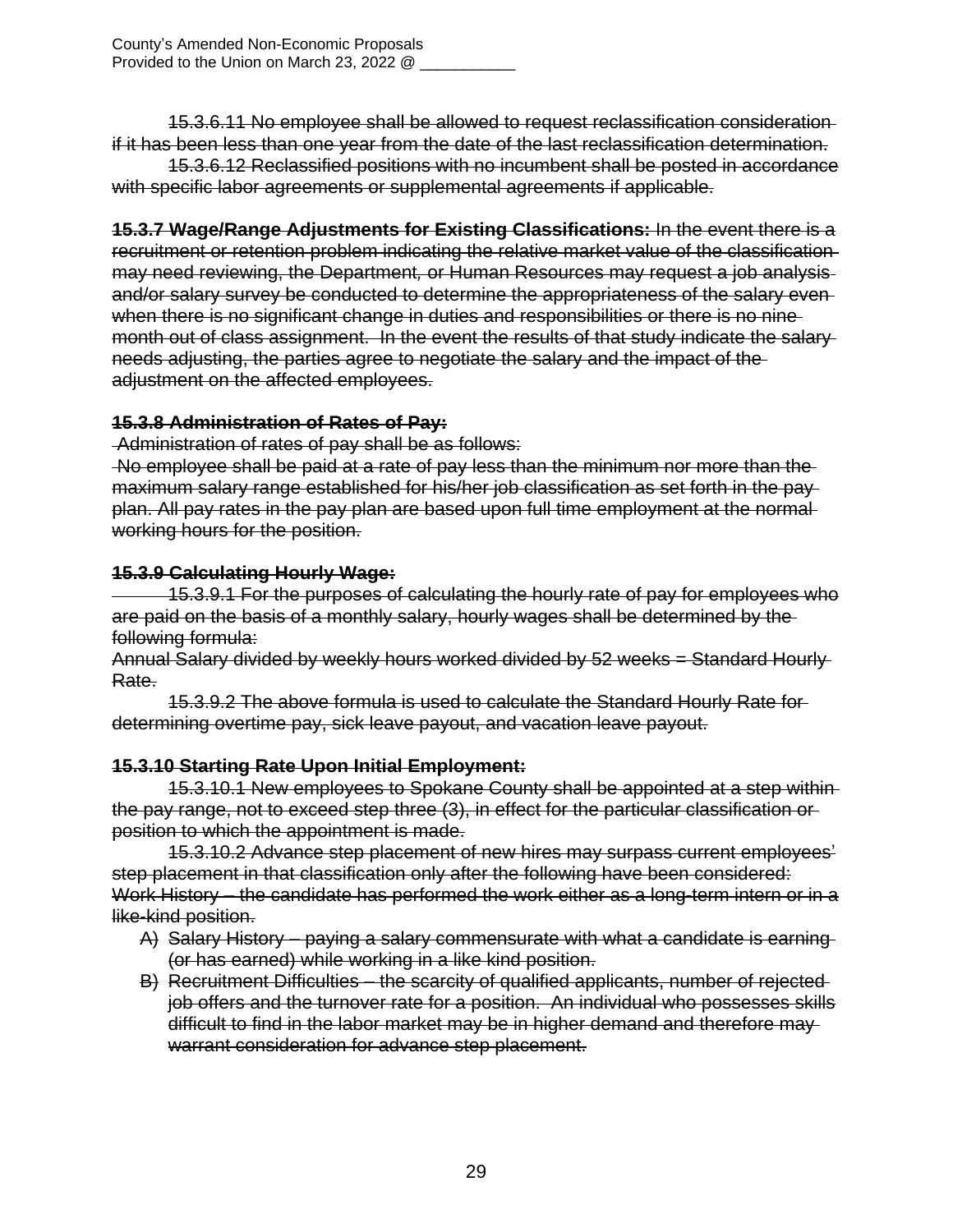~~15.3.6.11 No employee shall be allowed to request reclassification consideration if it has been less than one year from the date of the last reclassification determination.~~

~~15.3.6.12 Reclassified positions with no incumbent shall be posted in accordance with specific labor agreements or supplemental agreements if applicable.~~

~~**15.3.7 Wage/Range Adjustments for Existing Classifications:** In the event there is a recruitment or retention problem indicating the relative market value of the classification may need reviewing, the Department, or Human Resources may request a job analysis and/or salary survey be conducted to determine the appropriateness of the salary even when there is no significant change in duties and responsibilities or there is no nine month out of class assignment. In the event the results of that study indicate the salary needs adjusting, the parties agree to negotiate the salary and the impact of the adjustment on the affected employees.~~

~~**15.3.8 Administration of Rates of Pay:**~~

~~Administration of rates of pay shall be as follows:~~

~~No employee shall be paid at a rate of pay less than the minimum nor more than the maximum salary range established for his/her job classification as set forth in the pay plan. All pay rates in the pay plan are based upon full time employment at the normal working hours for the position.~~

~~**15.3.9 Calculating Hourly Wage:**~~

~~15.3.9.1 For the purposes of calculating the hourly rate of pay for employees who are paid on the basis of a monthly salary, hourly wages shall be determined by the following formula:~~

~~Annual Salary divided by weekly hours worked divided by 52 weeks = Standard Hourly Rate.~~

~~15.3.9.2 The above formula is used to calculate the Standard Hourly Rate for determining overtime pay, sick leave payout, and vacation leave payout.~~

~~**15.3.10 Starting Rate Upon Initial Employment:**~~

~~15.3.10.1 New employees to Spokane County shall be appointed at a step within the pay range, not to exceed step three (3), in effect for the particular classification or position to which the appointment is made.~~

~~15.3.10.2 Advance step placement of new hires may surpass current employees' step placement in that classification only after the following have been considered:~~
~~Work History – the candidate has performed the work either as a long-term intern or in a like-kind position.~~

A) ~~Salary History – paying a salary commensurate with what a candidate is earning (or has earned) while working in a like kind position.~~
B) ~~Recruitment Difficulties – the scarcity of qualified applicants, number of rejected job offers and the turnover rate for a position. An individual who possesses skills difficult to find in the labor market may be in higher demand and therefore may warrant consideration for advance step placement.~~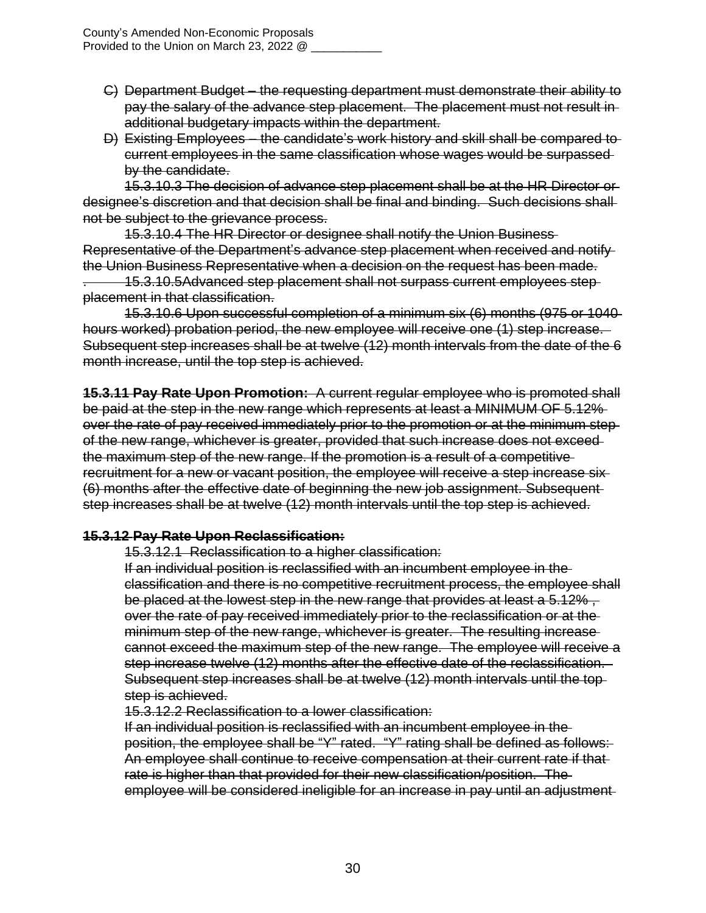~~C) Department Budget – the requesting department must demonstrate their ability to pay the salary of the advance step placement. The placement must not result in additional budgetary impacts within the department.~~

~~D) Existing Employees – the candidate's work history and skill shall be compared to current employees in the same classification whose wages would be surpassed by the candidate.~~

~~15.3.10.3 The decision of advance step placement shall be at the HR Director or designee's discretion and that decision shall be final and binding. Such decisions shall not be subject to the grievance process.~~

~~15.3.10.4 The HR Director or designee shall notify the Union Business Representative of the Department's advance step placement when received and notify the Union Business Representative when a decision on the request has been made.~~

. ~~15.3.10.5Advanced step placement shall not surpass current employees step placement in that classification.~~

~~15.3.10.6 Upon successful completion of a minimum six (6) months (975 or 1040 hours worked) probation period, the new employee will receive one (1) step increase. Subsequent step increases shall be at twelve (12) month intervals from the date of the 6 month increase, until the top step is achieved.~~

~~**15.3.11 Pay Rate Upon Promotion:** A current regular employee who is promoted shall be paid at the step in the new range which represents at least a MINIMUM OF 5.12% over the rate of pay received immediately prior to the promotion or at the minimum step of the new range, whichever is greater, provided that such increase does not exceed the maximum step of the new range. If the promotion is a result of a competitive recruitment for a new or vacant position, the employee will receive a step increase six (6) months after the effective date of beginning the new job assignment. Subsequent step increases shall be at twelve (12) month intervals until the top step is achieved.~~

~~**15.3.12 Pay Rate Upon Reclassification:**~~

~~15.3.12.1 Reclassification to a higher classification:~~

~~If an individual position is reclassified with an incumbent employee in the classification and there is no competitive recruitment process, the employee shall be placed at the lowest step in the new range that provides at least a 5.12% , over the rate of pay received immediately prior to the reclassification or at the minimum step of the new range, whichever is greater. The resulting increase cannot exceed the maximum step of the new range. The employee will receive a step increase twelve (12) months after the effective date of the reclassification. Subsequent step increases shall be at twelve (12) month intervals until the top step is achieved.~~

~~15.3.12.2 Reclassification to a lower classification:~~

~~If an individual position is reclassified with an incumbent employee in the position, the employee shall be "Y" rated. "Y" rating shall be defined as follows: An employee shall continue to receive compensation at their current rate if that rate is higher than that provided for their new classification/position. The employee will be considered ineligible for an increase in pay until an adjustment~~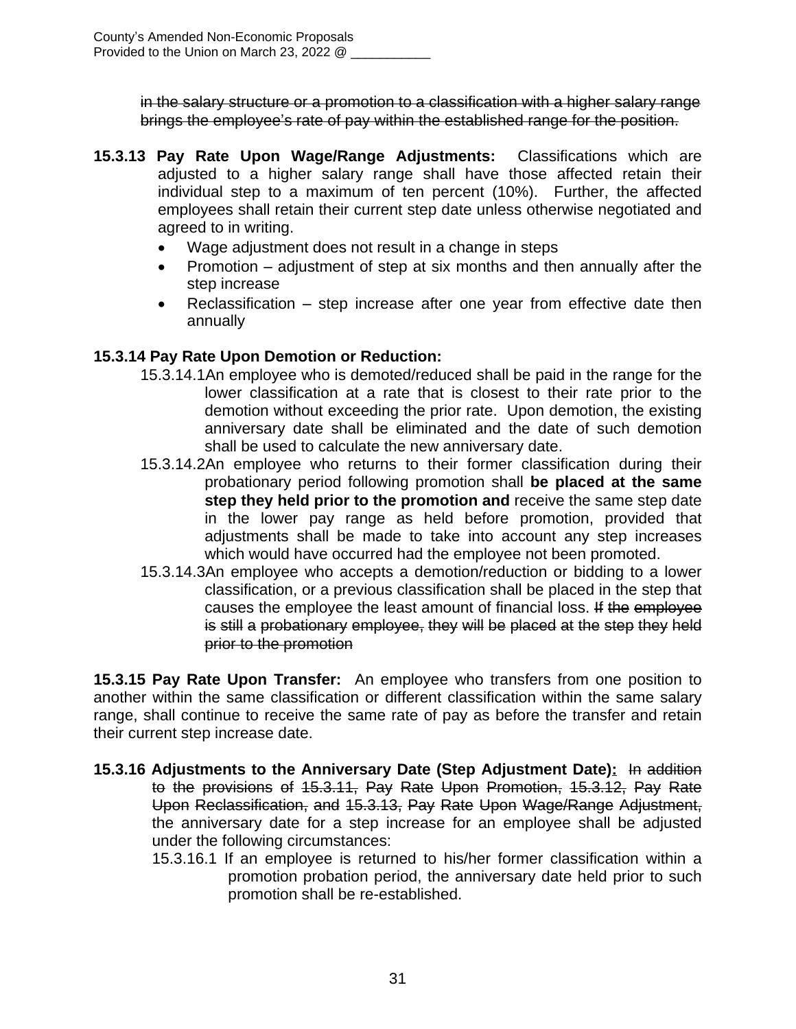~~in the salary structure or a promotion to a classification with a higher salary range brings the employee's rate of pay within the established range for the position.~~

**15.3.13 Pay Rate Upon Wage/Range Adjustments:** Classifications which are adjusted to a higher salary range shall have those affected retain their individual step to a maximum of ten percent (10%). Further, the affected employees shall retain their current step date unless otherwise negotiated and agreed to in writing.

- Wage adjustment does not result in a change in steps
- Promotion – adjustment of step at six months and then annually after the step increase
- Reclassification – step increase after one year from effective date then annually

**15.3.14 Pay Rate Upon Demotion or Reduction:**

15.3.14.1 An employee who is demoted/reduced shall be paid in the range for the lower classification at a rate that is closest to their rate prior to the demotion without exceeding the prior rate. Upon demotion, the existing anniversary date shall be eliminated and the date of such demotion shall be used to calculate the new anniversary date.

15.3.14.2 An employee who returns to their former classification during their probationary period following promotion shall **be placed at the same step they held prior to the promotion and** receive the same step date in the lower pay range as held before promotion, provided that adjustments shall be made to take into account any step increases which would have occurred had the employee not been promoted.

15.3.14.3 An employee who accepts a demotion/reduction or bidding to a lower classification, or a previous classification shall be placed in the step that causes the employee the least amount of financial loss. ~~If the employee is still a probationary employee, they will be placed at the step they held prior to the promotion~~

**15.3.15 Pay Rate Upon Transfer:** An employee who transfers from one position to another within the same classification or different classification within the same salary range, shall continue to receive the same rate of pay as before the transfer and retain their current step increase date.

**15.3.16 Adjustments to the Anniversary Date (Step Adjustment Date):** ~~In addition to the provisions of 15.3.11, Pay Rate Upon Promotion, 15.3.12, Pay Rate Upon Reclassification, and 15.3.13, Pay Rate Upon Wage/Range Adjustment,~~ the anniversary date for a step increase for an employee shall be adjusted under the following circumstances:

15.3.16.1 If an employee is returned to his/her former classification within a promotion probation period, the anniversary date held prior to such promotion shall be re-established.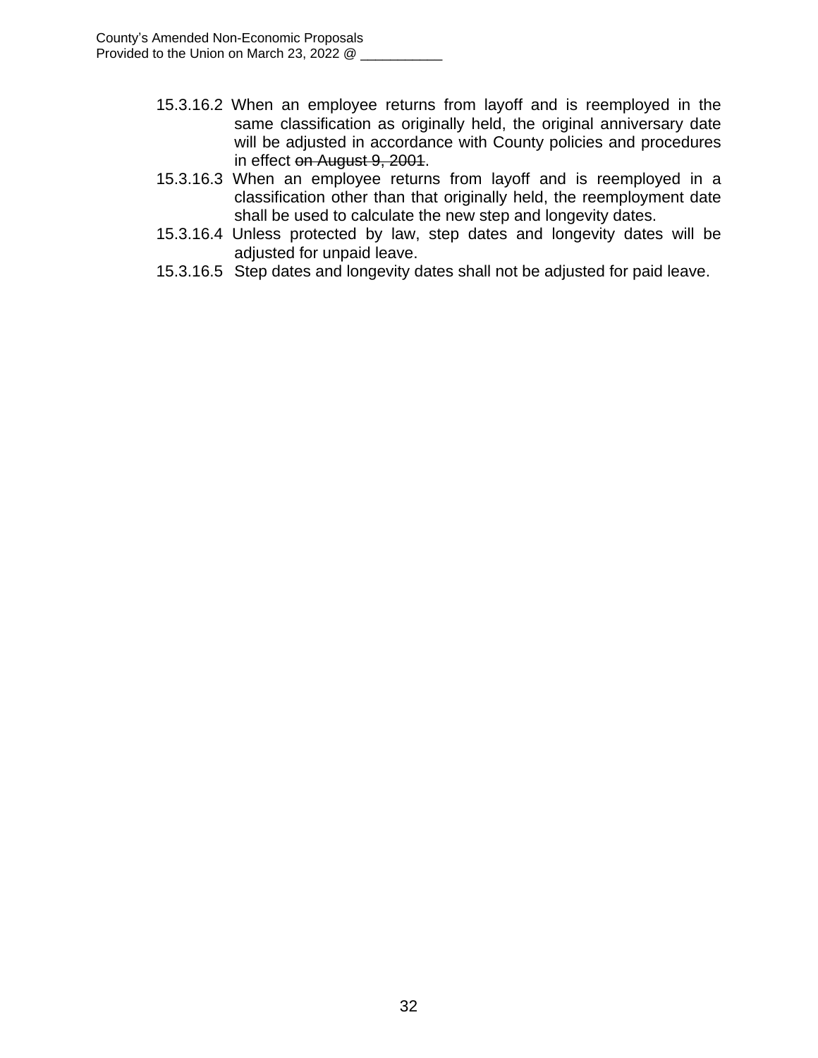15.3.16.2 When an employee returns from layoff and is reemployed in the same classification as originally held, the original anniversary date will be adjusted in accordance with County policies and procedures in effect ~~on August 9, 2001~~.

15.3.16.3 When an employee returns from layoff and is reemployed in a classification other than that originally held, the reemployment date shall be used to calculate the new step and longevity dates.

15.3.16.4 Unless protected by law, step dates and longevity dates will be adjusted for unpaid leave.

15.3.16.5 Step dates and longevity dates shall not be adjusted for paid leave.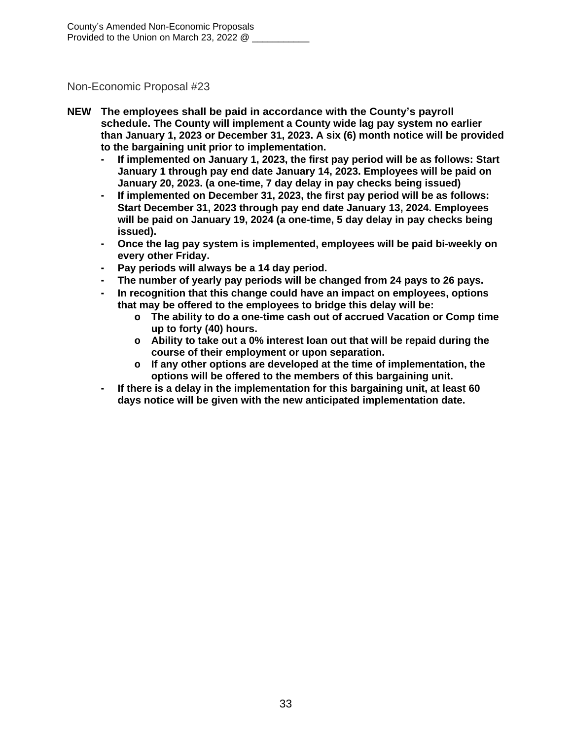## Non-Economic Proposal #23

**NEW** **The employees shall be paid in accordance with the County's payroll schedule. The County will implement a County wide lag pay system no earlier than January 1, 2023 or December 31, 2023. A six (6) month notice will be provided to the bargaining unit prior to implementation.**

- **If implemented on January 1, 2023, the first pay period will be as follows: Start January 1 through pay end date January 14, 2023. Employees will be paid on January 20, 2023. (a one-time, 7 day delay in pay checks being issued)**
- **If implemented on December 31, 2023, the first pay period will be as follows: Start December 31, 2023 through pay end date January 13, 2024. Employees will be paid on January 19, 2024 (a one-time, 5 day delay in pay checks being issued).**
- **Once the lag pay system is implemented, employees will be paid bi-weekly on every other Friday.**
- **Pay periods will always be a 14 day period.**
- **The number of yearly pay periods will be changed from 24 pays to 26 pays.**
- **In recognition that this change could have an impact on employees, options that may be offered to the employees to bridge this delay will be:**
  - **The ability to do a one-time cash out of accrued Vacation or Comp time up to forty (40) hours.**
  - **Ability to take out a 0% interest loan out that will be repaid during the course of their employment or upon separation.**
  - **If any other options are developed at the time of implementation, the options will be offered to the members of this bargaining unit.**
- **If there is a delay in the implementation for this bargaining unit, at least 60 days notice will be given with the new anticipated implementation date.**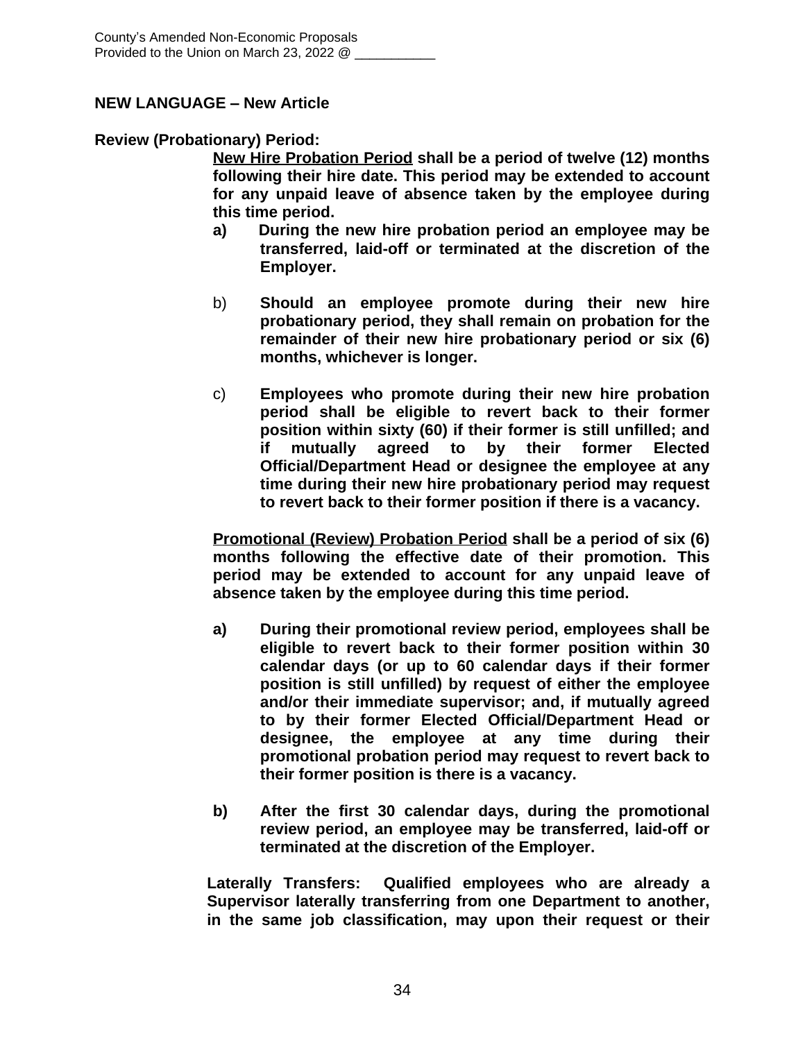County's Amended Non-Economic Proposals
Provided to the Union on March 23, 2022 @ ___________

**NEW LANGUAGE – New Article**

**Review (Probationary) Period:**

**__New Hire Probation Period__ shall be a period of twelve (12) months following their hire date. This period may be extended to account for any unpaid leave of absence taken by the employee during this time period.**

**a)** **During the new hire probation period an employee may be transferred, laid-off or terminated at the discretion of the Employer.**

b) **Should an employee promote during their new hire probationary period, they shall remain on probation for the remainder of their new hire probationary period or six (6) months, whichever is longer.**

c) **Employees who promote during their new hire probation period shall be eligible to revert back to their former position within sixty (60) if their former is still unfilled; and if mutually agreed to by their former Elected Official/Department Head or designee the employee at any time during their new hire probationary period may request to revert back to their former position if there is a vacancy.**

**__Promotional (Review) Probation Period__ shall be a period of six (6) months following the effective date of their promotion. This period may be extended to account for any unpaid leave of absence taken by the employee during this time period.**

**a)** **During their promotional review period, employees shall be eligible to revert back to their former position within 30 calendar days (or up to 60 calendar days if their former position is still unfilled) by request of either the employee and/or their immediate supervisor; and, if mutually agreed to by their former Elected Official/Department Head or designee, the employee at any time during their promotional probation period may request to revert back to their former position is there is a vacancy.**

**b)** **After the first 30 calendar days, during the promotional review period, an employee may be transferred, laid-off or terminated at the discretion of the Employer.**

**Laterally Transfers: Qualified employees who are already a Supervisor laterally transferring from one Department to another, in the same job classification, may upon their request or their**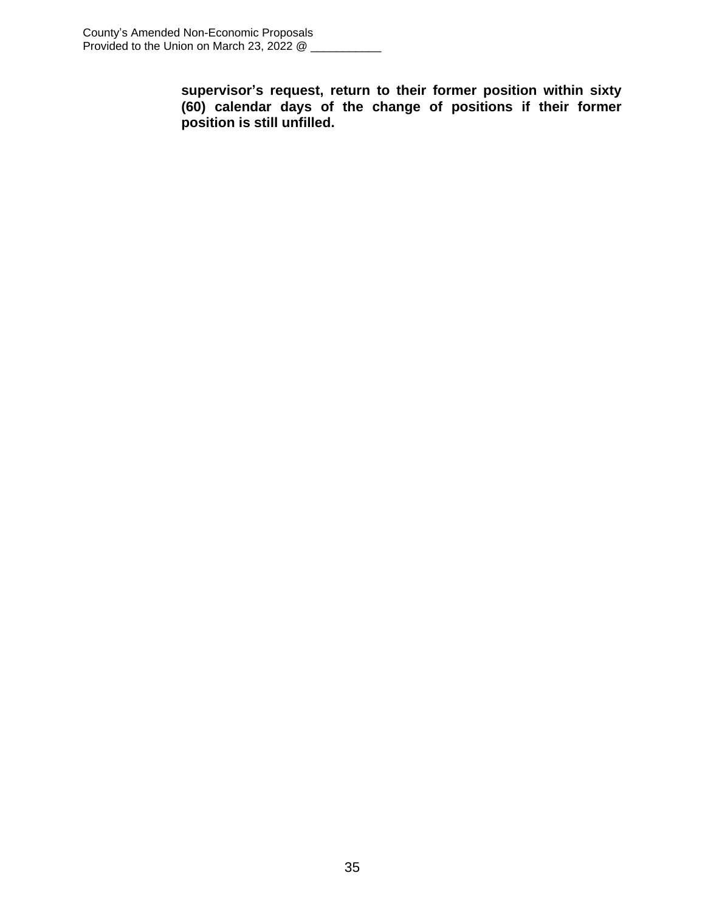**supervisor's request, return to their former position within sixty (60) calendar days of the change of positions if their former position is still unfilled.**